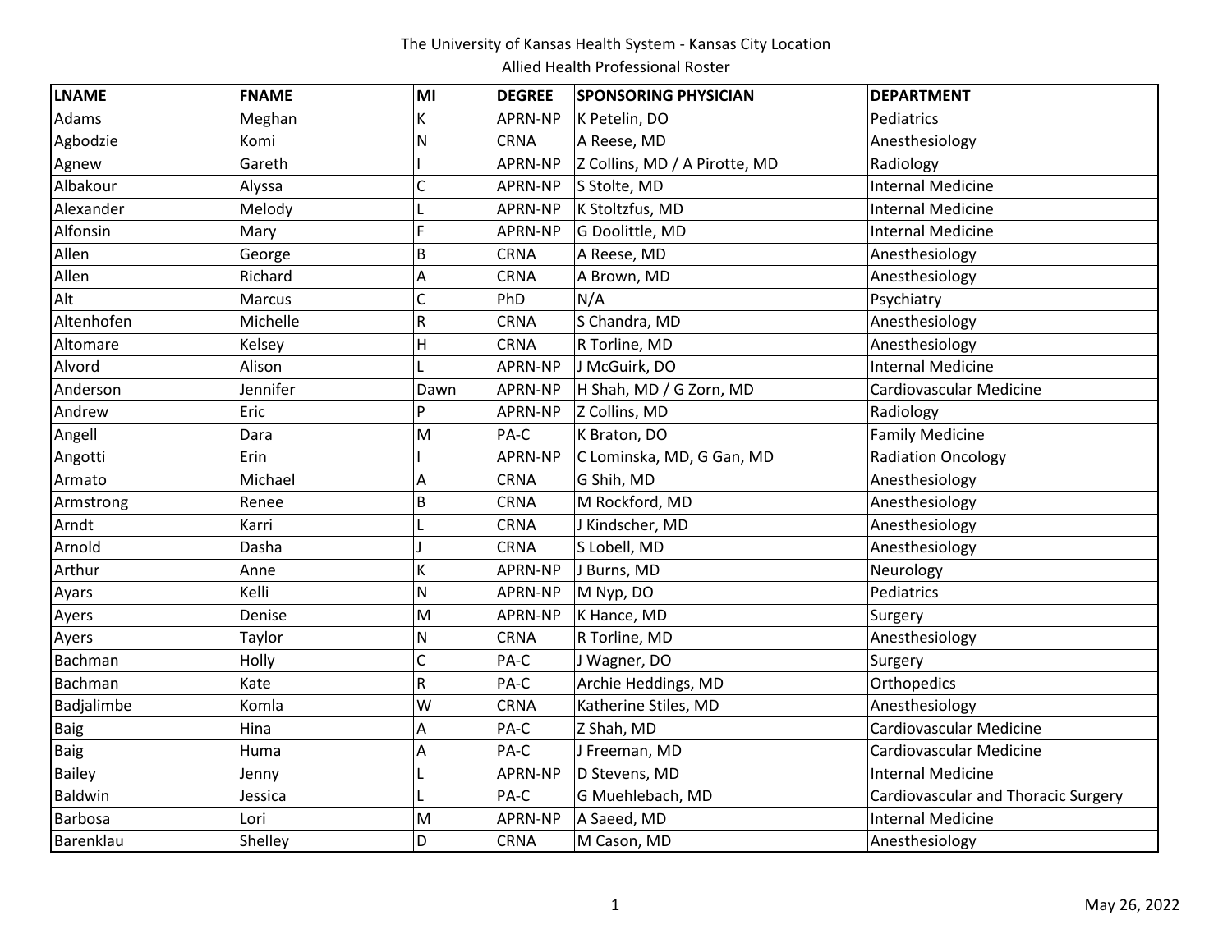# The University of Kansas Health System - Kansas City Location

## Allied Health Professional Roster

| LNAME | FNAME | MI | DEGREE | SPONSORING PHYSICIAN | DEPARTMENT |
|---|---|---|---|---|---|
| Adams | Meghan | K | APRN-NP | K Petelin, DO | Pediatrics |
| Agbodzie | Komi | N | CRNA | A Reese, MD | Anesthesiology |
| Agnew | Gareth | I | APRN-NP | Z Collins, MD / A Pirotte, MD | Radiology |
| Albakour | Alyssa | C | APRN-NP | S Stolte, MD | Internal Medicine |
| Alexander | Melody | L | APRN-NP | K Stoltzfus, MD | Internal Medicine |
| Alfonsin | Mary | F | APRN-NP | G Doolittle, MD | Internal Medicine |
| Allen | George | B | CRNA | A Reese, MD | Anesthesiology |
| Allen | Richard | A | CRNA | A Brown, MD | Anesthesiology |
| Alt | Marcus | C | PhD | N/A | Psychiatry |
| Altenhofen | Michelle | R | CRNA | S Chandra, MD | Anesthesiology |
| Altomare | Kelsey | H | CRNA | R Torline, MD | Anesthesiology |
| Alvord | Alison | L | APRN-NP | J McGuirk, DO | Internal Medicine |
| Anderson | Jennifer | Dawn | APRN-NP | H Shah, MD / G Zorn, MD | Cardiovascular Medicine |
| Andrew | Eric | P | APRN-NP | Z Collins, MD | Radiology |
| Angell | Dara | M | PA-C | K Braton, DO | Family Medicine |
| Angotti | Erin | I | APRN-NP | C Lominska, MD, G Gan, MD | Radiation Oncology |
| Armato | Michael | A | CRNA | G Shih, MD | Anesthesiology |
| Armstrong | Renee | B | CRNA | M Rockford, MD | Anesthesiology |
| Arndt | Karri | L | CRNA | J Kindscher, MD | Anesthesiology |
| Arnold | Dasha | J | CRNA | S Lobell, MD | Anesthesiology |
| Arthur | Anne | K | APRN-NP | J Burns, MD | Neurology |
| Ayars | Kelli | N | APRN-NP | M Nyp, DO | Pediatrics |
| Ayers | Denise | M | APRN-NP | K Hance, MD | Surgery |
| Ayers | Taylor | N | CRNA | R Torline, MD | Anesthesiology |
| Bachman | Holly | C | PA-C | J Wagner, DO | Surgery |
| Bachman | Kate | R | PA-C | Archie Heddings, MD | Orthopedics |
| Badjalimbe | Komla | W | CRNA | Katherine Stiles, MD | Anesthesiology |
| Baig | Hina | A | PA-C | Z Shah, MD | Cardiovascular Medicine |
| Baig | Huma | A | PA-C | J Freeman, MD | Cardiovascular Medicine |
| Bailey | Jenny | L | APRN-NP | D Stevens, MD | Internal Medicine |
| Baldwin | Jessica | L | PA-C | G Muehlebach, MD | Cardiovascular and Thoracic Surgery |
| Barbosa | Lori | M | APRN-NP | A Saeed, MD | Internal Medicine |
| Barenklau | Shelley | D | CRNA | M Cason, MD | Anesthesiology |

May 26, 2022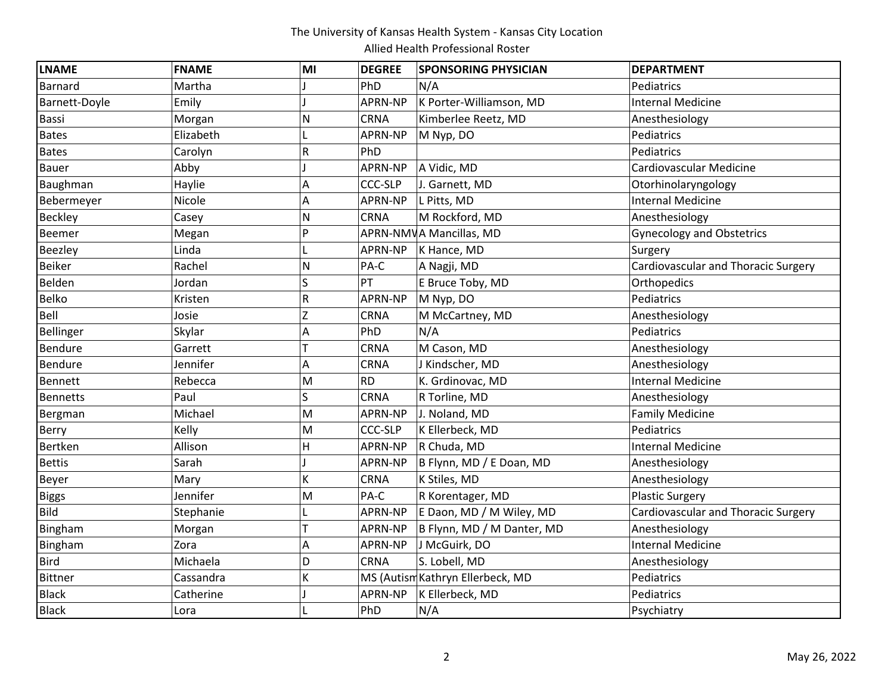The University of Kansas Health System - Kansas City Location

Allied Health Professional Roster

| LNAME | FNAME | MI | DEGREE | SPONSORING PHYSICIAN | DEPARTMENT |
|---|---|---|---|---|---|
| Barnard | Martha | J | PhD | N/A | Pediatrics |
| Barnett-Doyle | Emily | J | APRN-NP | K Porter-Williamson, MD | Internal Medicine |
| Bassi | Morgan | N | CRNA | Kimberlee Reetz, MD | Anesthesiology |
| Bates | Elizabeth | L | APRN-NP | M Nyp, DO | Pediatrics |
| Bates | Carolyn | R | PhD | | Pediatrics |
| Bauer | Abby | J | APRN-NP | A Vidic, MD | Cardiovascular Medicine |
| Baughman | Haylie | A | CCC-SLP | J. Garnett, MD | Otorhinolaryngology |
| Bebermeyer | Nicole | A | APRN-NP | L Pitts, MD | Internal Medicine |
| Beckley | Casey | N | CRNA | M Rockford, MD | Anesthesiology |
| Beemer | Megan | P | APRN-NMV | A Mancillas, MD | Gynecology and Obstetrics |
| Beezley | Linda | L | APRN-NP | K Hance, MD | Surgery |
| Beiker | Rachel | N | PA-C | A Nagji, MD | Cardiovascular and Thoracic Surgery |
| Belden | Jordan | S | PT | E Bruce Toby, MD | Orthopedics |
| Belko | Kristen | R | APRN-NP | M Nyp, DO | Pediatrics |
| Bell | Josie | Z | CRNA | M McCartney, MD | Anesthesiology |
| Bellinger | Skylar | A | PhD | N/A | Pediatrics |
| Bendure | Garrett | T | CRNA | M Cason, MD | Anesthesiology |
| Bendure | Jennifer | A | CRNA | J Kindscher, MD | Anesthesiology |
| Bennett | Rebecca | M | RD | K. Grdinovac, MD | Internal Medicine |
| Bennetts | Paul | S | CRNA | R Torline, MD | Anesthesiology |
| Bergman | Michael | M | APRN-NP | J. Noland, MD | Family Medicine |
| Berry | Kelly | M | CCC-SLP | K Ellerbeck, MD | Pediatrics |
| Bertken | Allison | H | APRN-NP | R Chuda, MD | Internal Medicine |
| Bettis | Sarah | J | APRN-NP | B Flynn, MD / E Doan, MD | Anesthesiology |
| Beyer | Mary | K | CRNA | K Stiles, MD | Anesthesiology |
| Biggs | Jennifer | M | PA-C | R Korentager, MD | Plastic Surgery |
| Bild | Stephanie | L | APRN-NP | E Daon, MD / M Wiley, MD | Cardiovascular and Thoracic Surgery |
| Bingham | Morgan | T | APRN-NP | B Flynn, MD / M Danter, MD | Anesthesiology |
| Bingham | Zora | A | APRN-NP | J McGuirk, DO | Internal Medicine |
| Bird | Michaela | D | CRNA | S. Lobell, MD | Anesthesiology |
| Bittner | Cassandra | K | MS (Autism | Kathryn Ellerbeck, MD | Pediatrics |
| Black | Catherine | J | APRN-NP | K Ellerbeck, MD | Pediatrics |
| Black | Lora | L | PhD | N/A | Psychiatry |

May 26, 2022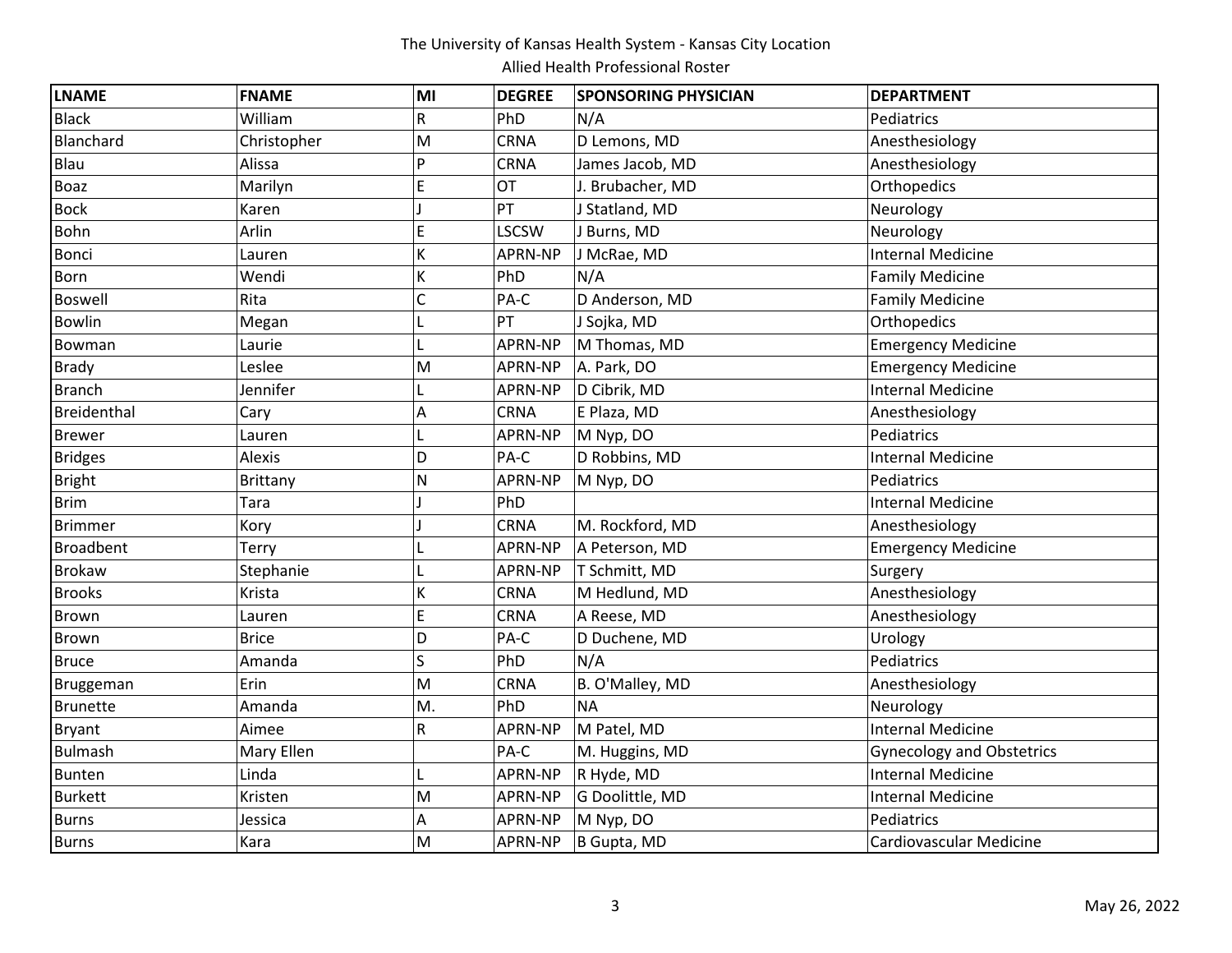The University of Kansas Health System - Kansas City Location

Allied Health Professional Roster

| LNAME | FNAME | MI | DEGREE | SPONSORING PHYSICIAN | DEPARTMENT |
|---|---|---|---|---|---|
| Black | William | R | PhD | N/A | Pediatrics |
| Blanchard | Christopher | M | CRNA | D Lemons, MD | Anesthesiology |
| Blau | Alissa | P | CRNA | James Jacob, MD | Anesthesiology |
| Boaz | Marilyn | E | OT | J. Brubacher, MD | Orthopedics |
| Bock | Karen | J | PT | J Statland, MD | Neurology |
| Bohn | Arlin | E | LSCSW | J Burns, MD | Neurology |
| Bonci | Lauren | K | APRN-NP | J McRae, MD | Internal Medicine |
| Born | Wendi | K | PhD | N/A | Family Medicine |
| Boswell | Rita | C | PA-C | D Anderson, MD | Family Medicine |
| Bowlin | Megan | L | PT | J Sojka, MD | Orthopedics |
| Bowman | Laurie | L | APRN-NP | M Thomas, MD | Emergency Medicine |
| Brady | Leslee | M | APRN-NP | A. Park, DO | Emergency Medicine |
| Branch | Jennifer | L | APRN-NP | D Cibrik, MD | Internal Medicine |
| Breidenthal | Cary | A | CRNA | E Plaza, MD | Anesthesiology |
| Brewer | Lauren | L | APRN-NP | M Nyp, DO | Pediatrics |
| Bridges | Alexis | D | PA-C | D Robbins, MD | Internal Medicine |
| Bright | Brittany | N | APRN-NP | M Nyp, DO | Pediatrics |
| Brim | Tara | J | PhD | | Internal Medicine |
| Brimmer | Kory | J | CRNA | M. Rockford, MD | Anesthesiology |
| Broadbent | Terry | L | APRN-NP | A Peterson, MD | Emergency Medicine |
| Brokaw | Stephanie | L | APRN-NP | T Schmitt, MD | Surgery |
| Brooks | Krista | K | CRNA | M Hedlund, MD | Anesthesiology |
| Brown | Lauren | E | CRNA | A Reese, MD | Anesthesiology |
| Brown | Brice | D | PA-C | D Duchene, MD | Urology |
| Bruce | Amanda | S | PhD | N/A | Pediatrics |
| Bruggeman | Erin | M | CRNA | B. O'Malley, MD | Anesthesiology |
| Brunette | Amanda | M. | PhD | NA | Neurology |
| Bryant | Aimee | R | APRN-NP | M Patel, MD | Internal Medicine |
| Bulmash | Mary Ellen | | PA-C | M. Huggins, MD | Gynecology and Obstetrics |
| Bunten | Linda | L | APRN-NP | R Hyde, MD | Internal Medicine |
| Burkett | Kristen | M | APRN-NP | G Doolittle, MD | Internal Medicine |
| Burns | Jessica | A | APRN-NP | M Nyp, DO | Pediatrics |
| Burns | Kara | M | APRN-NP | B Gupta, MD | Cardiovascular Medicine |

May 26, 2022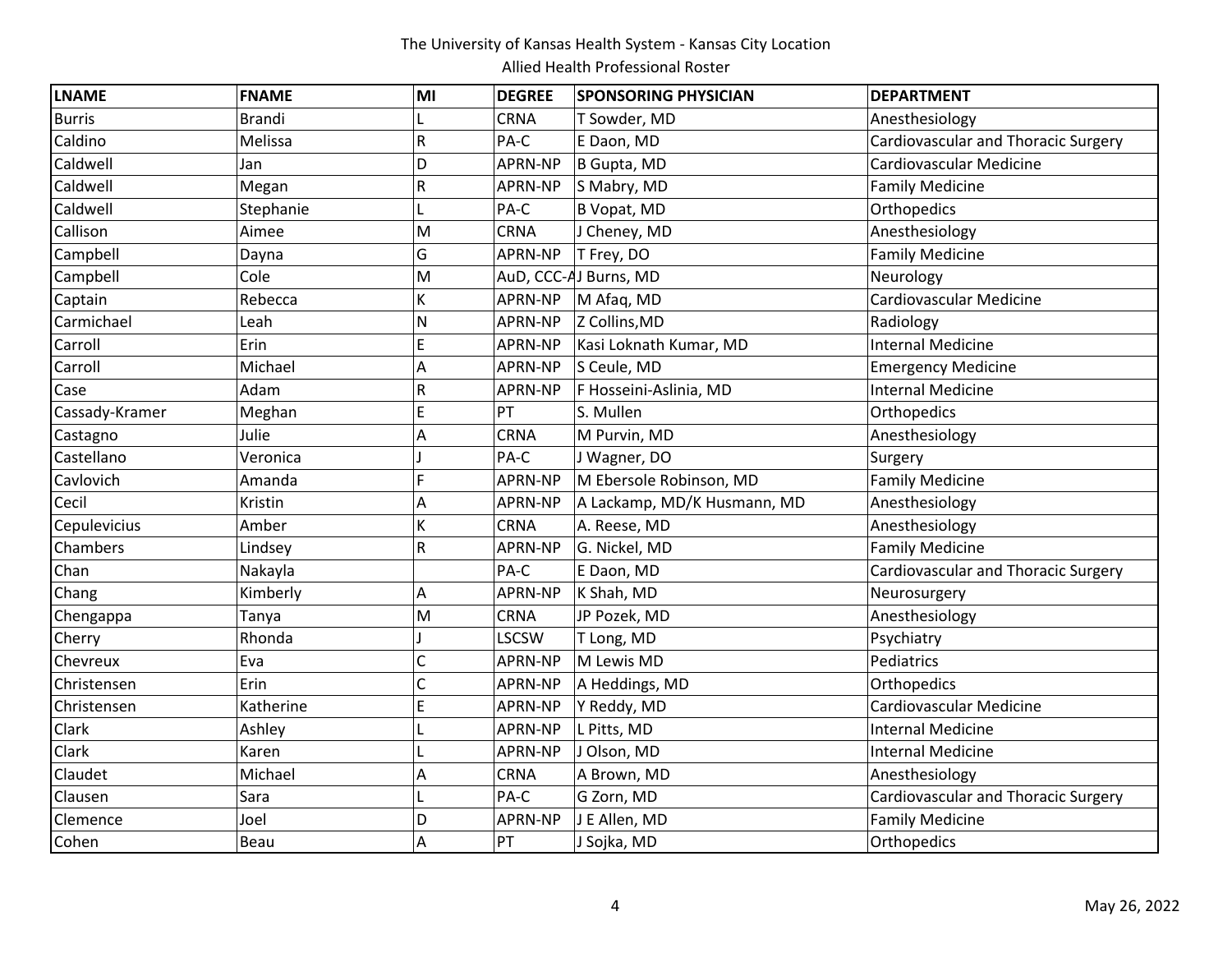The University of Kansas Health System - Kansas City Location

Allied Health Professional Roster

| LNAME | FNAME | MI | DEGREE | SPONSORING PHYSICIAN | DEPARTMENT |
|---|---|---|---|---|---|
| Burris | Brandi | L | CRNA | T Sowder, MD | Anesthesiology |
| Caldino | Melissa | R | PA-C | E Daon, MD | Cardiovascular and Thoracic Surgery |
| Caldwell | Jan | D | APRN-NP | B Gupta, MD | Cardiovascular Medicine |
| Caldwell | Megan | R | APRN-NP | S Mabry, MD | Family Medicine |
| Caldwell | Stephanie | L | PA-C | B Vopat, MD | Orthopedics |
| Callison | Aimee | M | CRNA | J Cheney, MD | Anesthesiology |
| Campbell | Dayna | G | APRN-NP | T Frey, DO | Family Medicine |
| Campbell | Cole | M | AuD, CCC-A | J Burns, MD | Neurology |
| Captain | Rebecca | K | APRN-NP | M Afaq, MD | Cardiovascular Medicine |
| Carmichael | Leah | N | APRN-NP | Z Collins,MD | Radiology |
| Carroll | Erin | E | APRN-NP | Kasi Loknath Kumar, MD | Internal Medicine |
| Carroll | Michael | A | APRN-NP | S Ceule, MD | Emergency Medicine |
| Case | Adam | R | APRN-NP | F Hosseini-Aslinia, MD | Internal Medicine |
| Cassady-Kramer | Meghan | E | PT | S. Mullen | Orthopedics |
| Castagno | Julie | A | CRNA | M Purvin, MD | Anesthesiology |
| Castellano | Veronica | J | PA-C | J Wagner, DO | Surgery |
| Cavlovich | Amanda | F | APRN-NP | M Ebersole Robinson, MD | Family Medicine |
| Cecil | Kristin | A | APRN-NP | A Lackamp, MD/K Husmann, MD | Anesthesiology |
| Cepulevicius | Amber | K | CRNA | A. Reese, MD | Anesthesiology |
| Chambers | Lindsey | R | APRN-NP | G. Nickel, MD | Family Medicine |
| Chan | Nakayla | | PA-C | E Daon, MD | Cardiovascular and Thoracic Surgery |
| Chang | Kimberly | A | APRN-NP | K Shah, MD | Neurosurgery |
| Chengappa | Tanya | M | CRNA | JP Pozek, MD | Anesthesiology |
| Cherry | Rhonda | J | LSCSW | T Long, MD | Psychiatry |
| Chevreux | Eva | C | APRN-NP | M Lewis MD | Pediatrics |
| Christensen | Erin | C | APRN-NP | A Heddings, MD | Orthopedics |
| Christensen | Katherine | E | APRN-NP | Y Reddy, MD | Cardiovascular Medicine |
| Clark | Ashley | L | APRN-NP | L Pitts, MD | Internal Medicine |
| Clark | Karen | L | APRN-NP | J Olson, MD | Internal Medicine |
| Claudet | Michael | A | CRNA | A Brown, MD | Anesthesiology |
| Clausen | Sara | L | PA-C | G Zorn, MD | Cardiovascular and Thoracic Surgery |
| Clemence | Joel | D | APRN-NP | J E Allen, MD | Family Medicine |
| Cohen | Beau | A | PT | J Sojka, MD | Orthopedics |

May 26, 2022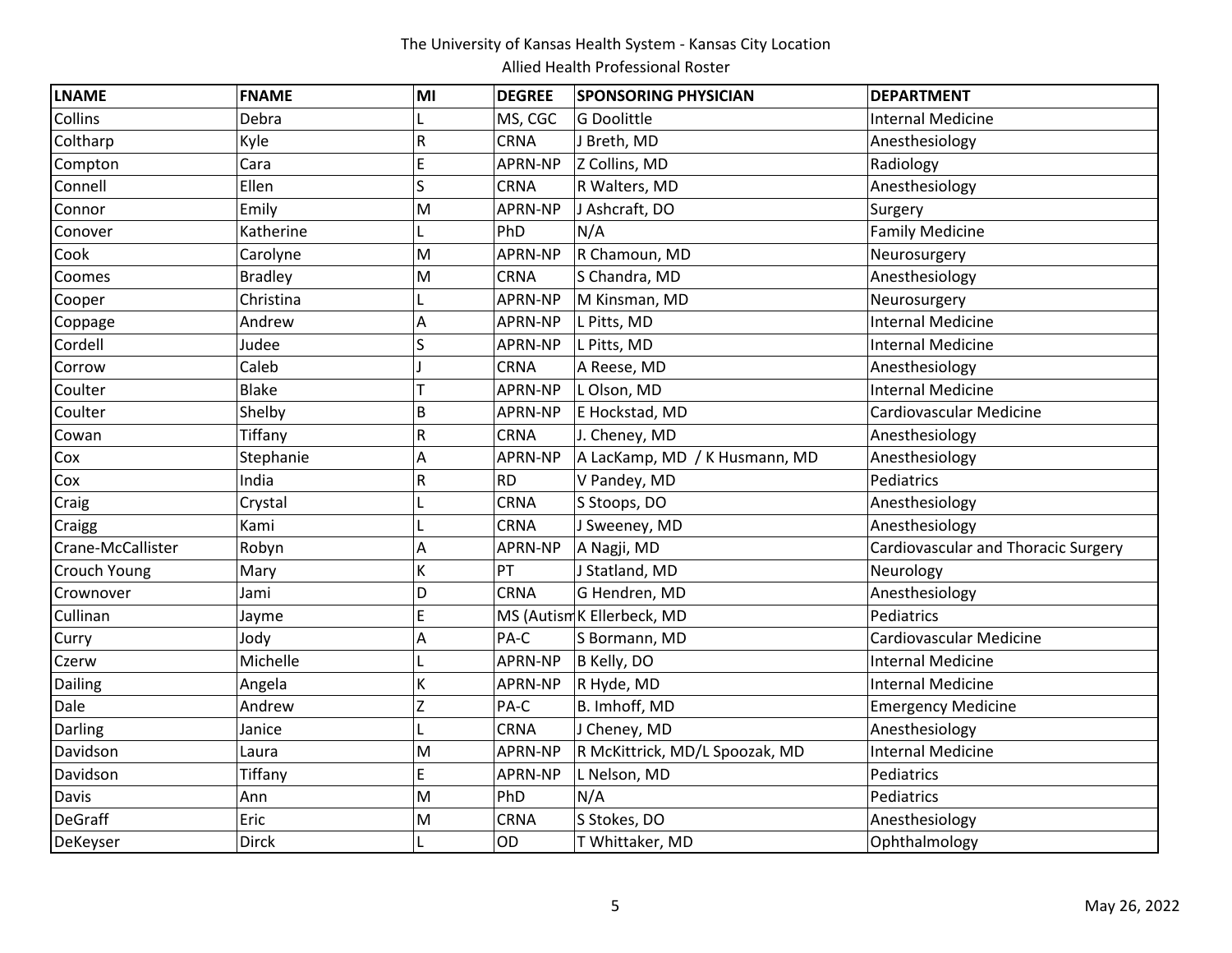The University of Kansas Health System - Kansas City Location

Allied Health Professional Roster

| LNAME | FNAME | MI | DEGREE | SPONSORING PHYSICIAN | DEPARTMENT |
|---|---|---|---|---|---|
| Collins | Debra | L | MS, CGC | G Doolittle | Internal Medicine |
| Coltharp | Kyle | R | CRNA | J Breth, MD | Anesthesiology |
| Compton | Cara | E | APRN-NP | Z Collins, MD | Radiology |
| Connell | Ellen | S | CRNA | R Walters, MD | Anesthesiology |
| Connor | Emily | M | APRN-NP | J Ashcraft, DO | Surgery |
| Conover | Katherine | L | PhD | N/A | Family Medicine |
| Cook | Carolyne | M | APRN-NP | R Chamoun, MD | Neurosurgery |
| Coomes | Bradley | M | CRNA | S Chandra, MD | Anesthesiology |
| Cooper | Christina | L | APRN-NP | M Kinsman, MD | Neurosurgery |
| Coppage | Andrew | A | APRN-NP | L Pitts, MD | Internal Medicine |
| Cordell | Judee | S | APRN-NP | L Pitts, MD | Internal Medicine |
| Corrow | Caleb | J | CRNA | A Reese, MD | Anesthesiology |
| Coulter | Blake | T | APRN-NP | L Olson, MD | Internal Medicine |
| Coulter | Shelby | B | APRN-NP | E Hockstad, MD | Cardiovascular Medicine |
| Cowan | Tiffany | R | CRNA | J. Cheney, MD | Anesthesiology |
| Cox | Stephanie | A | APRN-NP | A LacKamp, MD / K Husmann, MD | Anesthesiology |
| Cox | India | R | RD | V Pandey, MD | Pediatrics |
| Craig | Crystal | L | CRNA | S Stoops, DO | Anesthesiology |
| Craigg | Kami | L | CRNA | J Sweeney, MD | Anesthesiology |
| Crane-McCallister | Robyn | A | APRN-NP | A Nagji, MD | Cardiovascular and Thoracic Surgery |
| Crouch Young | Mary | K | PT | J Statland, MD | Neurology |
| Crownover | Jami | D | CRNA | G Hendren, MD | Anesthesiology |
| Cullinan | Jayme | E | MS (Autism | K Ellerbeck, MD | Pediatrics |
| Curry | Jody | A | PA-C | S Bormann, MD | Cardiovascular Medicine |
| Czerw | Michelle | L | APRN-NP | B Kelly, DO | Internal Medicine |
| Dailing | Angela | K | APRN-NP | R Hyde, MD | Internal Medicine |
| Dale | Andrew | Z | PA-C | B. Imhoff, MD | Emergency Medicine |
| Darling | Janice | L | CRNA | J Cheney, MD | Anesthesiology |
| Davidson | Laura | M | APRN-NP | R McKittrick, MD/L Spoozak, MD | Internal Medicine |
| Davidson | Tiffany | E | APRN-NP | L Nelson, MD | Pediatrics |
| Davis | Ann | M | PhD | N/A | Pediatrics |
| DeGraff | Eric | M | CRNA | S Stokes, DO | Anesthesiology |
| DeKeyser | Dirck | L | OD | T Whittaker, MD | Ophthalmology |

May 26, 2022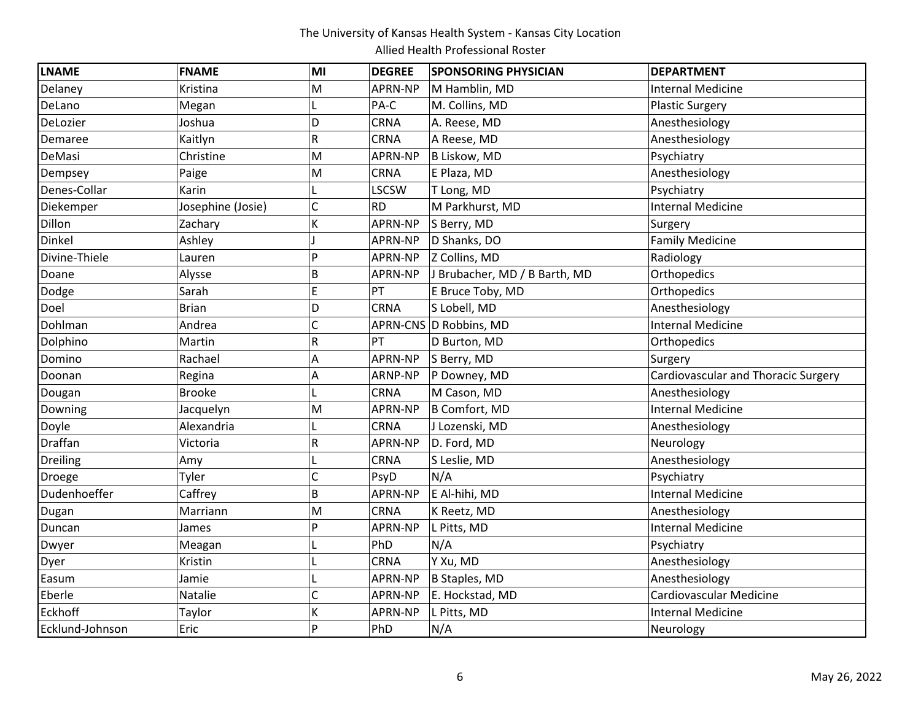The University of Kansas Health System - Kansas City Location

Allied Health Professional Roster

| LNAME | FNAME | MI | DEGREE | SPONSORING PHYSICIAN | DEPARTMENT |
|---|---|---|---|---|---|
| Delaney | Kristina | M | APRN-NP | M Hamblin, MD | Internal Medicine |
| DeLano | Megan | L | PA-C | M. Collins, MD | Plastic Surgery |
| DeLozier | Joshua | D | CRNA | A. Reese, MD | Anesthesiology |
| Demaree | Kaitlyn | R | CRNA | A Reese, MD | Anesthesiology |
| DeMasi | Christine | M | APRN-NP | B Liskow, MD | Psychiatry |
| Dempsey | Paige | M | CRNA | E Plaza, MD | Anesthesiology |
| Denes-Collar | Karin | L | LSCSW | T Long, MD | Psychiatry |
| Diekemper | Josephine (Josie) | C | RD | M Parkhurst, MD | Internal Medicine |
| Dillon | Zachary | K | APRN-NP | S Berry, MD | Surgery |
| Dinkel | Ashley | J | APRN-NP | D Shanks, DO | Family Medicine |
| Divine-Thiele | Lauren | P | APRN-NP | Z Collins, MD | Radiology |
| Doane | Alysse | B | APRN-NP | J Brubacher, MD / B Barth, MD | Orthopedics |
| Dodge | Sarah | E | PT | E Bruce Toby, MD | Orthopedics |
| Doel | Brian | D | CRNA | S Lobell, MD | Anesthesiology |
| Dohlman | Andrea | C | APRN-CNS | D Robbins, MD | Internal Medicine |
| Dolphino | Martin | R | PT | D Burton, MD | Orthopedics |
| Domino | Rachael | A | APRN-NP | S Berry, MD | Surgery |
| Doonan | Regina | A | ARNP-NP | P Downey, MD | Cardiovascular and Thoracic Surgery |
| Dougan | Brooke | L | CRNA | M Cason, MD | Anesthesiology |
| Downing | Jacquelyn | M | APRN-NP | B Comfort, MD | Internal Medicine |
| Doyle | Alexandria | L | CRNA | J Lozenski, MD | Anesthesiology |
| Draffan | Victoria | R | APRN-NP | D. Ford, MD | Neurology |
| Dreiling | Amy | L | CRNA | S Leslie, MD | Anesthesiology |
| Droege | Tyler | C | PsyD | N/A | Psychiatry |
| Dudenhoeffer | Caffrey | B | APRN-NP | E Al-hihi, MD | Internal Medicine |
| Dugan | Marriann | M | CRNA | K Reetz, MD | Anesthesiology |
| Duncan | James | P | APRN-NP | L Pitts, MD | Internal Medicine |
| Dwyer | Meagan | L | PhD | N/A | Psychiatry |
| Dyer | Kristin | L | CRNA | Y Xu, MD | Anesthesiology |
| Easum | Jamie | L | APRN-NP | B Staples, MD | Anesthesiology |
| Eberle | Natalie | C | APRN-NP | E. Hockstad, MD | Cardiovascular Medicine |
| Eckhoff | Taylor | K | APRN-NP | L Pitts, MD | Internal Medicine |
| Ecklund-Johnson | Eric | P | PhD | N/A | Neurology |

May 26, 2022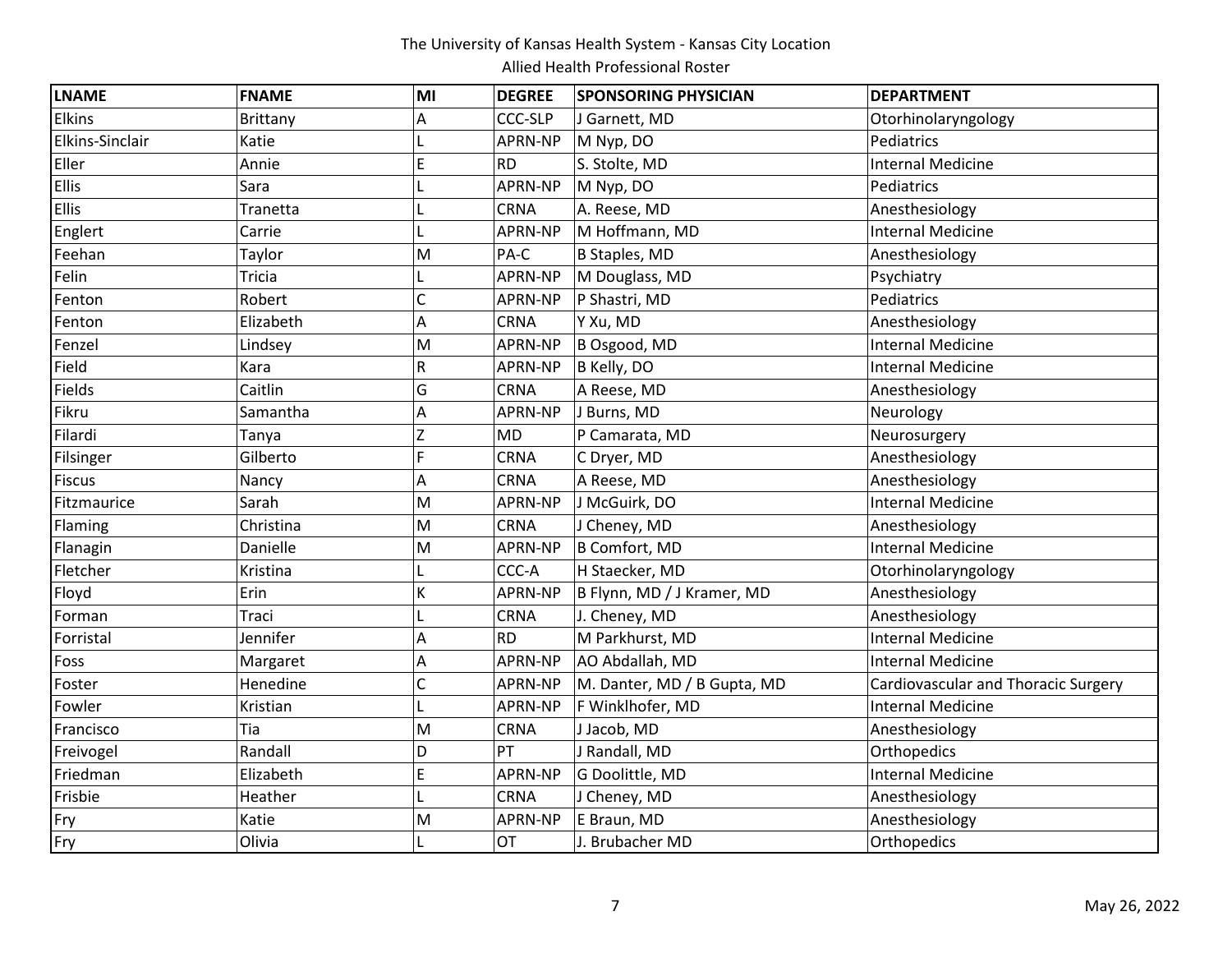The University of Kansas Health System - Kansas City Location

Allied Health Professional Roster

| LNAME | FNAME | MI | DEGREE | SPONSORING PHYSICIAN | DEPARTMENT |
|---|---|---|---|---|---|
| Elkins | Brittany | A | CCC-SLP | J Garnett, MD | Otorhinolaryngology |
| Elkins-Sinclair | Katie | L | APRN-NP | M Nyp, DO | Pediatrics |
| Eller | Annie | E | RD | S. Stolte, MD | Internal Medicine |
| Ellis | Sara | L | APRN-NP | M Nyp, DO | Pediatrics |
| Ellis | Tranetta | L | CRNA | A. Reese, MD | Anesthesiology |
| Englert | Carrie | L | APRN-NP | M Hoffmann, MD | Internal Medicine |
| Feehan | Taylor | M | PA-C | B Staples, MD | Anesthesiology |
| Felin | Tricia | L | APRN-NP | M Douglass, MD | Psychiatry |
| Fenton | Robert | C | APRN-NP | P Shastri, MD | Pediatrics |
| Fenton | Elizabeth | A | CRNA | Y Xu, MD | Anesthesiology |
| Fenzel | Lindsey | M | APRN-NP | B Osgood, MD | Internal Medicine |
| Field | Kara | R | APRN-NP | B Kelly, DO | Internal Medicine |
| Fields | Caitlin | G | CRNA | A Reese, MD | Anesthesiology |
| Fikru | Samantha | A | APRN-NP | J Burns, MD | Neurology |
| Filardi | Tanya | Z | MD | P Camarata, MD | Neurosurgery |
| Filsinger | Gilberto | F | CRNA | C Dryer, MD | Anesthesiology |
| Fiscus | Nancy | A | CRNA | A Reese, MD | Anesthesiology |
| Fitzmaurice | Sarah | M | APRN-NP | J McGuirk, DO | Internal Medicine |
| Flaming | Christina | M | CRNA | J Cheney, MD | Anesthesiology |
| Flanagin | Danielle | M | APRN-NP | B Comfort, MD | Internal Medicine |
| Fletcher | Kristina | L | CCC-A | H Staecker, MD | Otorhinolaryngology |
| Floyd | Erin | K | APRN-NP | B Flynn, MD / J Kramer, MD | Anesthesiology |
| Forman | Traci | L | CRNA | J. Cheney, MD | Anesthesiology |
| Forristal | Jennifer | A | RD | M Parkhurst, MD | Internal Medicine |
| Foss | Margaret | A | APRN-NP | AO Abdallah, MD | Internal Medicine |
| Foster | Henedine | C | APRN-NP | M. Danter, MD / B Gupta, MD | Cardiovascular and Thoracic Surgery |
| Fowler | Kristian | L | APRN-NP | F Winklhofer, MD | Internal Medicine |
| Francisco | Tia | M | CRNA | J Jacob, MD | Anesthesiology |
| Freivogel | Randall | D | PT | J Randall, MD | Orthopedics |
| Friedman | Elizabeth | E | APRN-NP | G Doolittle, MD | Internal Medicine |
| Frisbie | Heather | L | CRNA | J Cheney, MD | Anesthesiology |
| Fry | Katie | M | APRN-NP | E Braun, MD | Anesthesiology |
| Fry | Olivia | L | OT | J. Brubacher MD | Orthopedics |

May 26, 2022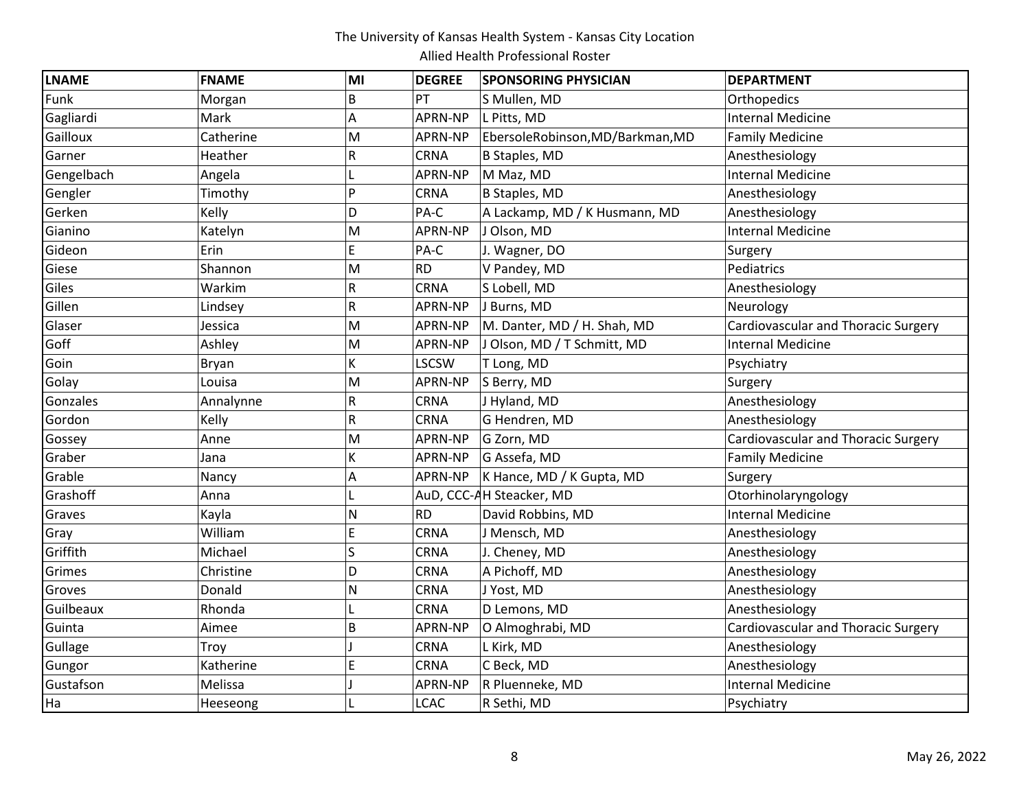The University of Kansas Health System - Kansas City Location

Allied Health Professional Roster

| LNAME | FNAME | MI | DEGREE | SPONSORING PHYSICIAN | DEPARTMENT |
|---|---|---|---|---|---|
| Funk | Morgan | B | PT | S Mullen, MD | Orthopedics |
| Gagliardi | Mark | A | APRN-NP | L Pitts, MD | Internal Medicine |
| Gailloux | Catherine | M | APRN-NP | EbersoleRobinson,MD/Barkman,MD | Family Medicine |
| Garner | Heather | R | CRNA | B Staples, MD | Anesthesiology |
| Gengelbach | Angela | L | APRN-NP | M Maz, MD | Internal Medicine |
| Gengler | Timothy | P | CRNA | B Staples, MD | Anesthesiology |
| Gerken | Kelly | D | PA-C | A Lackamp, MD / K Husmann, MD | Anesthesiology |
| Gianino | Katelyn | M | APRN-NP | J Olson, MD | Internal Medicine |
| Gideon | Erin | E | PA-C | J. Wagner, DO | Surgery |
| Giese | Shannon | M | RD | V Pandey, MD | Pediatrics |
| Giles | Warkim | R | CRNA | S Lobell, MD | Anesthesiology |
| Gillen | Lindsey | R | APRN-NP | J Burns, MD | Neurology |
| Glaser | Jessica | M | APRN-NP | M. Danter, MD / H. Shah, MD | Cardiovascular and Thoracic Surgery |
| Goff | Ashley | M | APRN-NP | J Olson, MD / T Schmitt, MD | Internal Medicine |
| Goin | Bryan | K | LSCSW | T Long, MD | Psychiatry |
| Golay | Louisa | M | APRN-NP | S Berry, MD | Surgery |
| Gonzales | Annalynne | R | CRNA | J Hyland, MD | Anesthesiology |
| Gordon | Kelly | R | CRNA | G Hendren, MD | Anesthesiology |
| Gossey | Anne | M | APRN-NP | G Zorn, MD | Cardiovascular and Thoracic Surgery |
| Graber | Jana | K | APRN-NP | G Assefa, MD | Family Medicine |
| Grable | Nancy | A | APRN-NP | K Hance, MD / K Gupta, MD | Surgery |
| Grashoff | Anna | L | AuD, CCC-A | H Steacker, MD | Otorhinolaryngology |
| Graves | Kayla | N | RD | David Robbins, MD | Internal Medicine |
| Gray | William | E | CRNA | J Mensch, MD | Anesthesiology |
| Griffith | Michael | S | CRNA | J. Cheney, MD | Anesthesiology |
| Grimes | Christine | D | CRNA | A Pichoff, MD | Anesthesiology |
| Groves | Donald | N | CRNA | J Yost, MD | Anesthesiology |
| Guilbeaux | Rhonda | L | CRNA | D Lemons, MD | Anesthesiology |
| Guinta | Aimee | B | APRN-NP | O Almoghrabi, MD | Cardiovascular and Thoracic Surgery |
| Gullage | Troy | J | CRNA | L Kirk, MD | Anesthesiology |
| Gungor | Katherine | E | CRNA | C Beck, MD | Anesthesiology |
| Gustafson | Melissa | J | APRN-NP | R Pluenneke, MD | Internal Medicine |
| Ha | Heeseong | L | LCAC | R Sethi, MD | Psychiatry |

May 26, 2022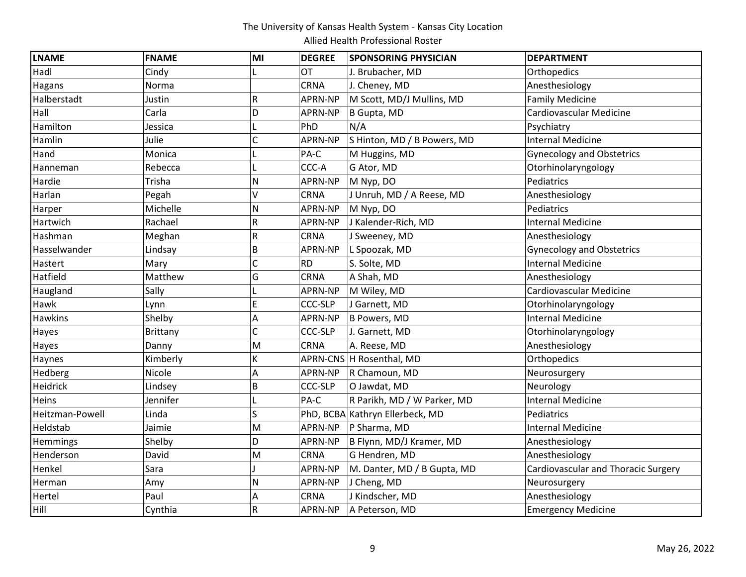The University of Kansas Health System - Kansas City Location

Allied Health Professional Roster

| LNAME | FNAME | MI | DEGREE | SPONSORING PHYSICIAN | DEPARTMENT |
|---|---|---|---|---|---|
| Hadl | Cindy | L | OT | J. Brubacher, MD | Orthopedics |
| Hagans | Norma | | CRNA | J. Cheney, MD | Anesthesiology |
| Halberstadt | Justin | R | APRN-NP | M Scott, MD/J Mullins, MD | Family Medicine |
| Hall | Carla | D | APRN-NP | B Gupta, MD | Cardiovascular Medicine |
| Hamilton | Jessica | L | PhD | N/A | Psychiatry |
| Hamlin | Julie | C | APRN-NP | S Hinton, MD / B Powers, MD | Internal Medicine |
| Hand | Monica | L | PA-C | M Huggins, MD | Gynecology and Obstetrics |
| Hanneman | Rebecca | L | CCC-A | G Ator, MD | Otorhinolaryngology |
| Hardie | Trisha | N | APRN-NP | M Nyp, DO | Pediatrics |
| Harlan | Pegah | V | CRNA | J Unruh, MD / A Reese, MD | Anesthesiology |
| Harper | Michelle | N | APRN-NP | M Nyp, DO | Pediatrics |
| Hartwich | Rachael | R | APRN-NP | J Kalender-Rich, MD | Internal Medicine |
| Hashman | Meghan | R | CRNA | J Sweeney, MD | Anesthesiology |
| Hasselwander | Lindsay | B | APRN-NP | L Spoozak, MD | Gynecology and Obstetrics |
| Hastert | Mary | C | RD | S. Solte, MD | Internal Medicine |
| Hatfield | Matthew | G | CRNA | A Shah, MD | Anesthesiology |
| Haugland | Sally | L | APRN-NP | M Wiley, MD | Cardiovascular Medicine |
| Hawk | Lynn | E | CCC-SLP | J Garnett, MD | Otorhinolaryngology |
| Hawkins | Shelby | A | APRN-NP | B Powers, MD | Internal Medicine |
| Hayes | Brittany | C | CCC-SLP | J. Garnett, MD | Otorhinolaryngology |
| Hayes | Danny | M | CRNA | A. Reese, MD | Anesthesiology |
| Haynes | Kimberly | K | APRN-CNS | H Rosenthal, MD | Orthopedics |
| Hedberg | Nicole | A | APRN-NP | R Chamoun, MD | Neurosurgery |
| Heidrick | Lindsey | B | CCC-SLP | O Jawdat, MD | Neurology |
| Heins | Jennifer | L | PA-C | R Parikh, MD / W Parker, MD | Internal Medicine |
| Heitzman-Powell | Linda | S | PhD, BCBA | Kathryn Ellerbeck, MD | Pediatrics |
| Heldstab | Jaimie | M | APRN-NP | P Sharma, MD | Internal Medicine |
| Hemmings | Shelby | D | APRN-NP | B Flynn, MD/J Kramer, MD | Anesthesiology |
| Henderson | David | M | CRNA | G Hendren, MD | Anesthesiology |
| Henkel | Sara | J | APRN-NP | M. Danter, MD / B Gupta, MD | Cardiovascular and Thoracic Surgery |
| Herman | Amy | N | APRN-NP | J Cheng, MD | Neurosurgery |
| Hertel | Paul | A | CRNA | J Kindscher, MD | Anesthesiology |
| Hill | Cynthia | R | APRN-NP | A Peterson, MD | Emergency Medicine |

May 26, 2022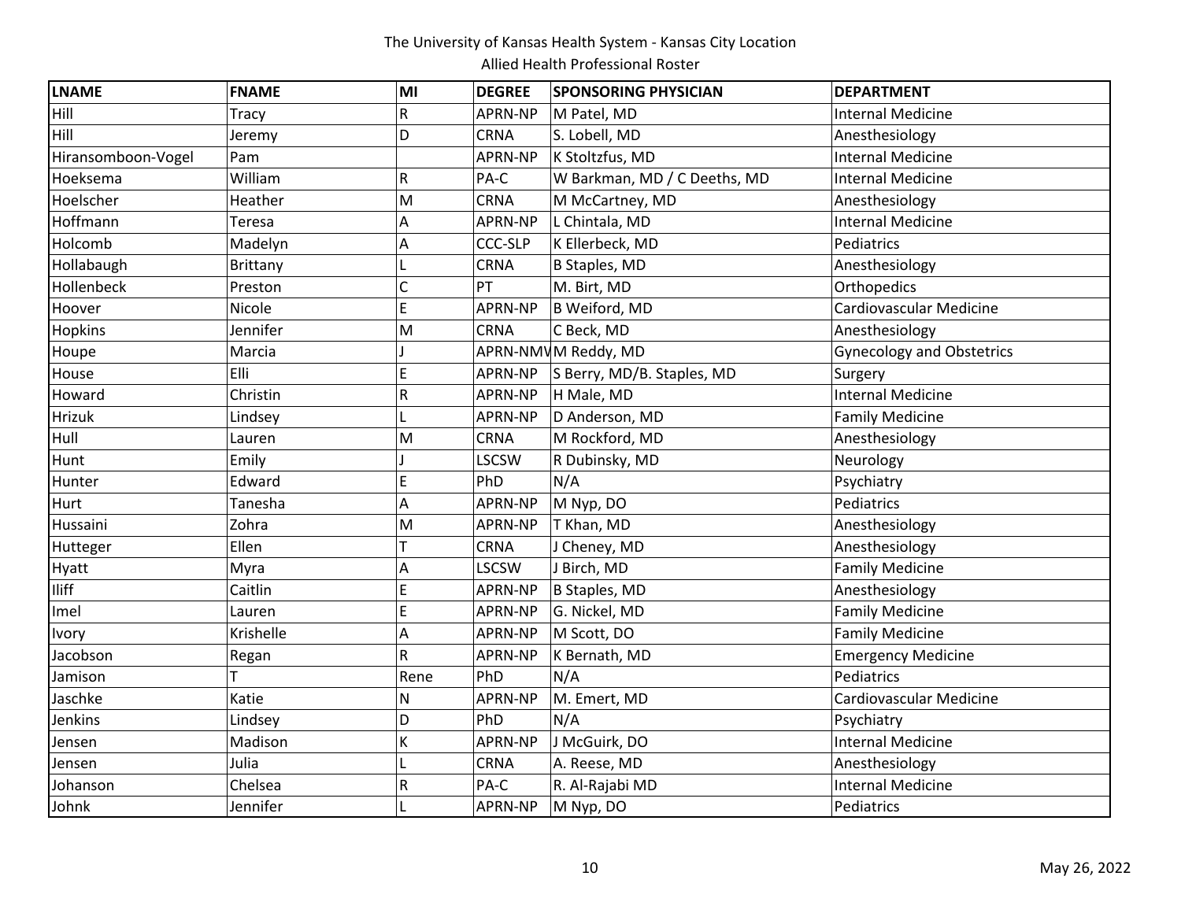The University of Kansas Health System - Kansas City Location
Allied Health Professional Roster

| LNAME | FNAME | MI | DEGREE | SPONSORING PHYSICIAN | DEPARTMENT |
| --- | --- | --- | --- | --- | --- |
| Hill | Tracy | R | APRN-NP | M Patel, MD | Internal Medicine |
| Hill | Jeremy | D | CRNA | S. Lobell, MD | Anesthesiology |
| Hiransomboon-Vogel | Pam | | APRN-NP | K Stoltzfus, MD | Internal Medicine |
| Hoeksema | William | R | PA-C | W Barkman, MD / C Deeths, MD | Internal Medicine |
| Hoelscher | Heather | M | CRNA | M McCartney, MD | Anesthesiology |
| Hoffmann | Teresa | A | APRN-NP | L Chintala, MD | Internal Medicine |
| Holcomb | Madelyn | A | CCC-SLP | K Ellerbeck, MD | Pediatrics |
| Hollabaugh | Brittany | L | CRNA | B Staples, MD | Anesthesiology |
| Hollenbeck | Preston | C | PT | M. Birt, MD | Orthopedics |
| Hoover | Nicole | E | APRN-NP | B Weiford, MD | Cardiovascular Medicine |
| Hopkins | Jennifer | M | CRNA | C Beck, MD | Anesthesiology |
| Houpe | Marcia | J | APRN-NMW | M Reddy, MD | Gynecology and Obstetrics |
| House | Elli | E | APRN-NP | S Berry, MD/B. Staples, MD | Surgery |
| Howard | Christin | R | APRN-NP | H Male, MD | Internal Medicine |
| Hrizuk | Lindsey | L | APRN-NP | D Anderson, MD | Family Medicine |
| Hull | Lauren | M | CRNA | M Rockford, MD | Anesthesiology |
| Hunt | Emily | J | LSCSW | R Dubinsky, MD | Neurology |
| Hunter | Edward | E | PhD | N/A | Psychiatry |
| Hurt | Tanesha | A | APRN-NP | M Nyp, DO | Pediatrics |
| Hussaini | Zohra | M | APRN-NP | T Khan, MD | Anesthesiology |
| Hutteger | Ellen | T | CRNA | J Cheney, MD | Anesthesiology |
| Hyatt | Myra | A | LSCSW | J Birch, MD | Family Medicine |
| Iliff | Caitlin | E | APRN-NP | B Staples, MD | Anesthesiology |
| Imel | Lauren | E | APRN-NP | G. Nickel, MD | Family Medicine |
| Ivory | Krishelle | A | APRN-NP | M Scott, DO | Family Medicine |
| Jacobson | Regan | R | APRN-NP | K Bernath, MD | Emergency Medicine |
| Jamison | T | Rene | PhD | N/A | Pediatrics |
| Jaschke | Katie | N | APRN-NP | M. Emert, MD | Cardiovascular Medicine |
| Jenkins | Lindsey | D | PhD | N/A | Psychiatry |
| Jensen | Madison | K | APRN-NP | J McGuirk, DO | Internal Medicine |
| Jensen | Julia | L | CRNA | A. Reese, MD | Anesthesiology |
| Johanson | Chelsea | R | PA-C | R. Al-Rajabi MD | Internal Medicine |
| Johnk | Jennifer | L | APRN-NP | M Nyp, DO | Pediatrics |

May 26, 2022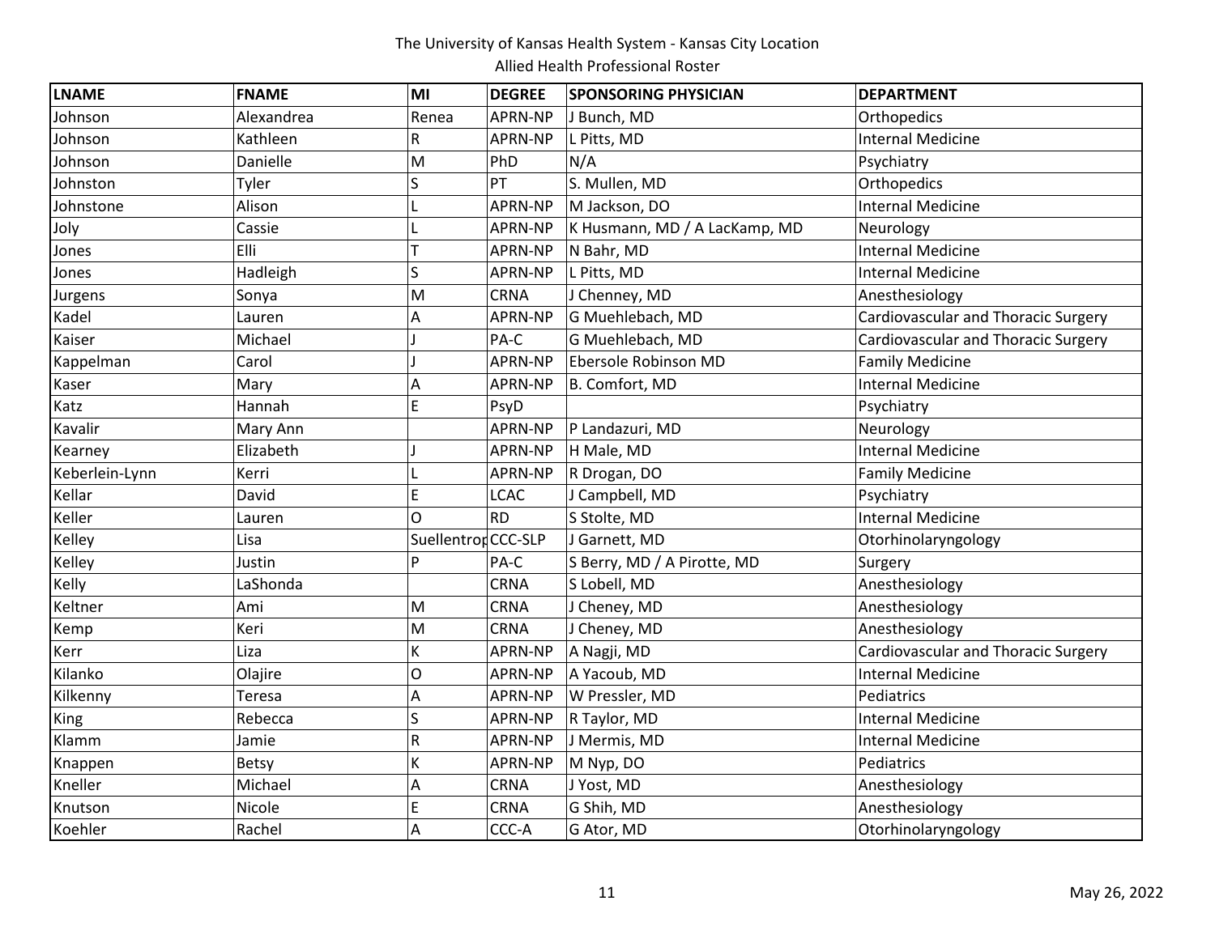The University of Kansas Health System - Kansas City Location

Allied Health Professional Roster

| LNAME | FNAME | MI | DEGREE | SPONSORING PHYSICIAN | DEPARTMENT |
|---|---|---|---|---|---|
| Johnson | Alexandrea | Renea | APRN-NP | J Bunch, MD | Orthopedics |
| Johnson | Kathleen | R | APRN-NP | L Pitts, MD | Internal Medicine |
| Johnson | Danielle | M | PhD | N/A | Psychiatry |
| Johnston | Tyler | S | PT | S. Mullen, MD | Orthopedics |
| Johnstone | Alison | L | APRN-NP | M Jackson, DO | Internal Medicine |
| Joly | Cassie | L | APRN-NP | K Husmann, MD / A LacKamp, MD | Neurology |
| Jones | Elli | T | APRN-NP | N Bahr, MD | Internal Medicine |
| Jones | Hadleigh | S | APRN-NP | L Pitts, MD | Internal Medicine |
| Jurgens | Sonya | M | CRNA | J Chenney, MD | Anesthesiology |
| Kadel | Lauren | A | APRN-NP | G Muehlebach, MD | Cardiovascular and Thoracic Surgery |
| Kaiser | Michael | J | PA-C | G Muehlebach, MD | Cardiovascular and Thoracic Surgery |
| Kappelman | Carol | J | APRN-NP | Ebersole Robinson MD | Family Medicine |
| Kaser | Mary | A | APRN-NP | B. Comfort, MD | Internal Medicine |
| Katz | Hannah | E | PsyD | | Psychiatry |
| Kavalir | Mary Ann | | APRN-NP | P Landazuri, MD | Neurology |
| Kearney | Elizabeth | J | APRN-NP | H Male, MD | Internal Medicine |
| Keberlein-Lynn | Kerri | L | APRN-NP | R Drogan, DO | Family Medicine |
| Kellar | David | E | LCAC | J Campbell, MD | Psychiatry |
| Keller | Lauren | O | RD | S Stolte, MD | Internal Medicine |
| Kelley | Lisa | Suellentrop | CCC-SLP | J Garnett, MD | Otorhinolaryngology |
| Kelley | Justin | P | PA-C | S Berry, MD / A Pirotte, MD | Surgery |
| Kelly | LaShonda | | CRNA | S Lobell, MD | Anesthesiology |
| Keltner | Ami | M | CRNA | J Cheney, MD | Anesthesiology |
| Kemp | Keri | M | CRNA | J Cheney, MD | Anesthesiology |
| Kerr | Liza | K | APRN-NP | A Nagji, MD | Cardiovascular and Thoracic Surgery |
| Kilanko | Olajire | O | APRN-NP | A Yacoub, MD | Internal Medicine |
| Kilkenny | Teresa | A | APRN-NP | W Pressler, MD | Pediatrics |
| King | Rebecca | S | APRN-NP | R Taylor, MD | Internal Medicine |
| Klamm | Jamie | R | APRN-NP | J Mermis, MD | Internal Medicine |
| Knappen | Betsy | K | APRN-NP | M Nyp, DO | Pediatrics |
| Kneller | Michael | A | CRNA | J Yost, MD | Anesthesiology |
| Knutson | Nicole | E | CRNA | G Shih, MD | Anesthesiology |
| Koehler | Rachel | A | CCC-A | G Ator, MD | Otorhinolaryngology |

May 26, 2022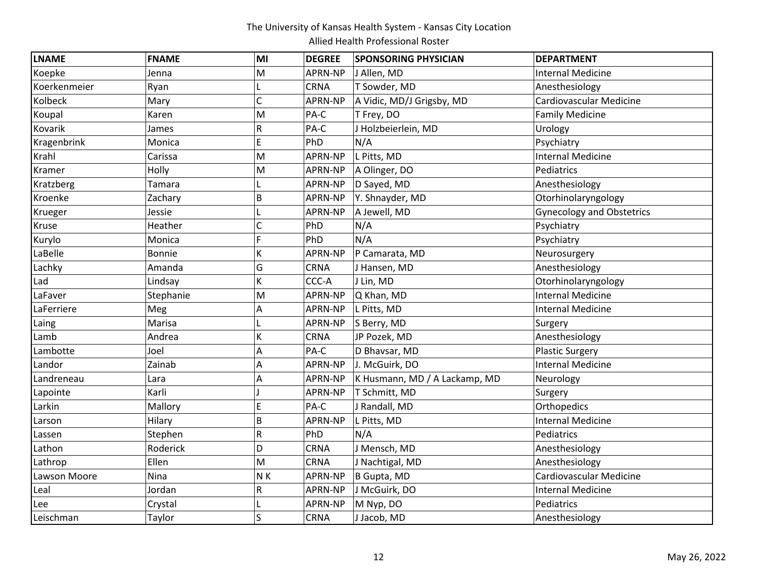The University of Kansas Health System - Kansas City Location

Allied Health Professional Roster

| LNAME | FNAME | MI | DEGREE | SPONSORING PHYSICIAN | DEPARTMENT |
|---|---|---|---|---|---|
| Koepke | Jenna | M | APRN-NP | J Allen, MD | Internal Medicine |
| Koerkenmeier | Ryan | L | CRNA | T Sowder, MD | Anesthesiology |
| Kolbeck | Mary | C | APRN-NP | A Vidic, MD/J Grigsby, MD | Cardiovascular Medicine |
| Koupal | Karen | M | PA-C | T Frey, DO | Family Medicine |
| Kovarik | James | R | PA-C | J Holzbeierlein, MD | Urology |
| Kragenbrink | Monica | E | PhD | N/A | Psychiatry |
| Krahl | Carissa | M | APRN-NP | L Pitts, MD | Internal Medicine |
| Kramer | Holly | M | APRN-NP | A Olinger, DO | Pediatrics |
| Kratzberg | Tamara | L | APRN-NP | D Sayed, MD | Anesthesiology |
| Kroenke | Zachary | B | APRN-NP | Y. Shnayder, MD | Otorhinolaryngology |
| Krueger | Jessie | L | APRN-NP | A Jewell, MD | Gynecology and Obstetrics |
| Kruse | Heather | C | PhD | N/A | Psychiatry |
| Kurylo | Monica | F | PhD | N/A | Psychiatry |
| LaBelle | Bonnie | K | APRN-NP | P Camarata, MD | Neurosurgery |
| Lachky | Amanda | G | CRNA | J Hansen, MD | Anesthesiology |
| Lad | Lindsay | K | CCC-A | J Lin, MD | Otorhinolaryngology |
| LaFaver | Stephanie | M | APRN-NP | Q Khan, MD | Internal Medicine |
| LaFerriere | Meg | A | APRN-NP | L Pitts, MD | Internal Medicine |
| Laing | Marisa | L | APRN-NP | S Berry, MD | Surgery |
| Lamb | Andrea | K | CRNA | JP Pozek, MD | Anesthesiology |
| Lambotte | Joel | A | PA-C | D Bhavsar, MD | Plastic Surgery |
| Landor | Zainab | A | APRN-NP | J. McGuirk, DO | Internal Medicine |
| Landreneau | Lara | A | APRN-NP | K Husmann, MD / A Lackamp, MD | Neurology |
| Lapointe | Karli | J | APRN-NP | T Schmitt, MD | Surgery |
| Larkin | Mallory | E | PA-C | J Randall, MD | Orthopedics |
| Larson | Hilary | B | APRN-NP | L Pitts, MD | Internal Medicine |
| Lassen | Stephen | R | PhD | N/A | Pediatrics |
| Lathon | Roderick | D | CRNA | J Mensch, MD | Anesthesiology |
| Lathrop | Ellen | M | CRNA | J Nachtigal, MD | Anesthesiology |
| Lawson Moore | Nina | N K | APRN-NP | B Gupta, MD | Cardiovascular Medicine |
| Leal | Jordan | R | APRN-NP | J McGuirk, DO | Internal Medicine |
| Lee | Crystal | L | APRN-NP | M Nyp, DO | Pediatrics |
| Leischman | Taylor | S | CRNA | J Jacob, MD | Anesthesiology |

May 26, 2022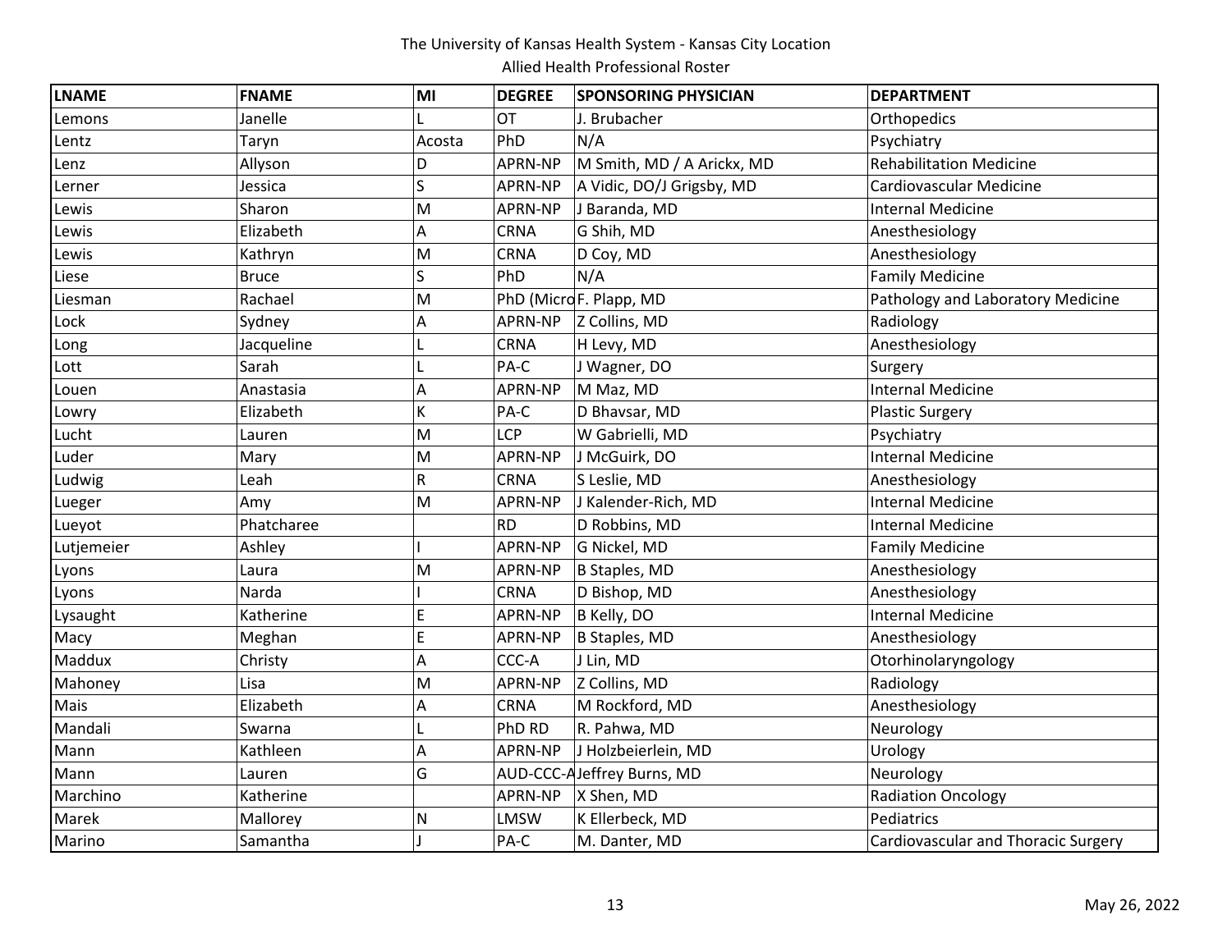The University of Kansas Health System - Kansas City Location

Allied Health Professional Roster

| LNAME | FNAME | MI | DEGREE | SPONSORING PHYSICIAN | DEPARTMENT |
|---|---|---|---|---|---|
| Lemons | Janelle | L | OT | J. Brubacher | Orthopedics |
| Lentz | Taryn | Acosta | PhD | N/A | Psychiatry |
| Lenz | Allyson | D | APRN-NP | M Smith, MD / A Arickx, MD | Rehabilitation Medicine |
| Lerner | Jessica | S | APRN-NP | A Vidic, DO/J Grigsby, MD | Cardiovascular Medicine |
| Lewis | Sharon | M | APRN-NP | J Baranda, MD | Internal Medicine |
| Lewis | Elizabeth | A | CRNA | G Shih, MD | Anesthesiology |
| Lewis | Kathryn | M | CRNA | D Coy, MD | Anesthesiology |
| Liese | Bruce | S | PhD | N/A | Family Medicine |
| Liesman | Rachael | M | PhD (Micro | F. Plapp, MD | Pathology and Laboratory Medicine |
| Lock | Sydney | A | APRN-NP | Z Collins, MD | Radiology |
| Long | Jacqueline | L | CRNA | H Levy, MD | Anesthesiology |
| Lott | Sarah | L | PA-C | J Wagner, DO | Surgery |
| Louen | Anastasia | A | APRN-NP | M Maz, MD | Internal Medicine |
| Lowry | Elizabeth | K | PA-C | D Bhavsar, MD | Plastic Surgery |
| Lucht | Lauren | M | LCP | W Gabrielli, MD | Psychiatry |
| Luder | Mary | M | APRN-NP | J McGuirk, DO | Internal Medicine |
| Ludwig | Leah | R | CRNA | S Leslie, MD | Anesthesiology |
| Lueger | Amy | M | APRN-NP | J Kalender-Rich, MD | Internal Medicine |
| Lueyot | Phatcharee | | RD | D Robbins, MD | Internal Medicine |
| Lutjemeier | Ashley | I | APRN-NP | G Nickel, MD | Family Medicine |
| Lyons | Laura | M | APRN-NP | B Staples, MD | Anesthesiology |
| Lyons | Narda | I | CRNA | D Bishop, MD | Anesthesiology |
| Lysaught | Katherine | E | APRN-NP | B Kelly, DO | Internal Medicine |
| Macy | Meghan | E | APRN-NP | B Staples, MD | Anesthesiology |
| Maddux | Christy | A | CCC-A | J Lin, MD | Otorhinolaryngology |
| Mahoney | Lisa | M | APRN-NP | Z Collins, MD | Radiology |
| Mais | Elizabeth | A | CRNA | M Rockford, MD | Anesthesiology |
| Mandali | Swarna | L | PhD RD | R. Pahwa, MD | Neurology |
| Mann | Kathleen | A | APRN-NP | J Holzbeierlein, MD | Urology |
| Mann | Lauren | G | AUD-CCC-A | Jeffrey Burns, MD | Neurology |
| Marchino | Katherine | | APRN-NP | X Shen, MD | Radiation Oncology |
| Marek | Mallorey | N | LMSW | K Ellerbeck, MD | Pediatrics |
| Marino | Samantha | J | PA-C | M. Danter, MD | Cardiovascular and Thoracic Surgery |

May 26, 2022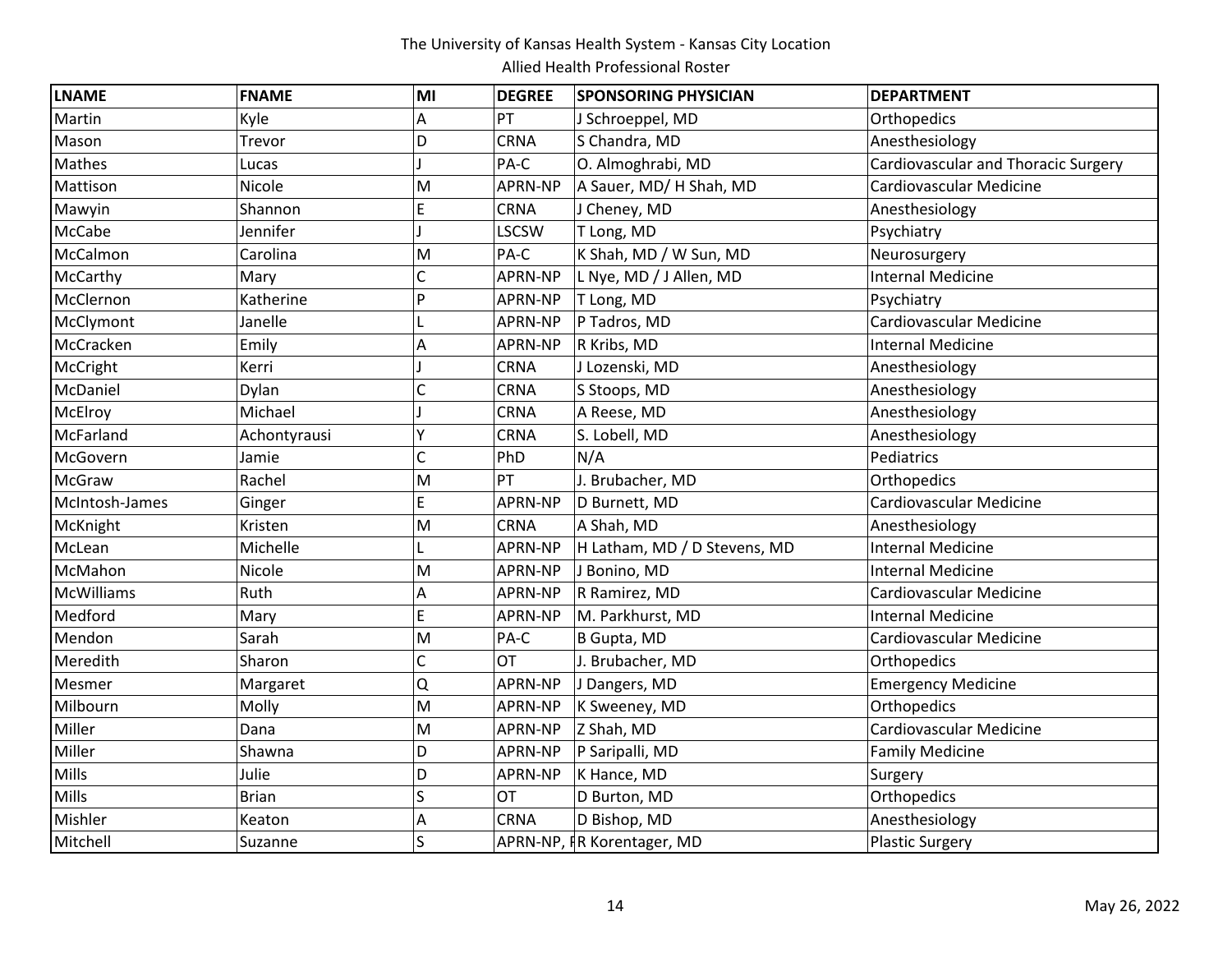The University of Kansas Health System - Kansas City Location

Allied Health Professional Roster

| LNAME | FNAME | MI | DEGREE | SPONSORING PHYSICIAN | DEPARTMENT |
|---|---|---|---|---|---|
| Martin | Kyle | A | PT | J Schroeppel, MD | Orthopedics |
| Mason | Trevor | D | CRNA | S Chandra, MD | Anesthesiology |
| Mathes | Lucas | J | PA-C | O. Almoghrabi, MD | Cardiovascular and Thoracic Surgery |
| Mattison | Nicole | M | APRN-NP | A Sauer, MD/ H Shah, MD | Cardiovascular Medicine |
| Mawyin | Shannon | E | CRNA | J Cheney, MD | Anesthesiology |
| McCabe | Jennifer | J | LSCSW | T Long, MD | Psychiatry |
| McCalmon | Carolina | M | PA-C | K Shah, MD / W Sun, MD | Neurosurgery |
| McCarthy | Mary | C | APRN-NP | L Nye, MD / J Allen, MD | Internal Medicine |
| McClernon | Katherine | P | APRN-NP | T Long, MD | Psychiatry |
| McClymont | Janelle | L | APRN-NP | P Tadros, MD | Cardiovascular Medicine |
| McCracken | Emily | A | APRN-NP | R Kribs, MD | Internal Medicine |
| McCright | Kerri | J | CRNA | J Lozenski, MD | Anesthesiology |
| McDaniel | Dylan | C | CRNA | S Stoops, MD | Anesthesiology |
| McElroy | Michael | J | CRNA | A Reese, MD | Anesthesiology |
| McFarland | Achontyrausi | Y | CRNA | S. Lobell, MD | Anesthesiology |
| McGovern | Jamie | C | PhD | N/A | Pediatrics |
| McGraw | Rachel | M | PT | J. Brubacher, MD | Orthopedics |
| McIntosh-James | Ginger | E | APRN-NP | D Burnett, MD | Cardiovascular Medicine |
| McKnight | Kristen | M | CRNA | A Shah, MD | Anesthesiology |
| McLean | Michelle | L | APRN-NP | H Latham, MD / D Stevens, MD | Internal Medicine |
| McMahon | Nicole | M | APRN-NP | J Bonino, MD | Internal Medicine |
| McWilliams | Ruth | A | APRN-NP | R Ramirez, MD | Cardiovascular Medicine |
| Medford | Mary | E | APRN-NP | M. Parkhurst, MD | Internal Medicine |
| Mendon | Sarah | M | PA-C | B Gupta, MD | Cardiovascular Medicine |
| Meredith | Sharon | C | OT | J. Brubacher, MD | Orthopedics |
| Mesmer | Margaret | Q | APRN-NP | J Dangers, MD | Emergency Medicine |
| Milbourn | Molly | M | APRN-NP | K Sweeney, MD | Orthopedics |
| Miller | Dana | M | APRN-NP | Z Shah, MD | Cardiovascular Medicine |
| Miller | Shawna | D | APRN-NP | P Saripalli, MD | Family Medicine |
| Mills | Julie | D | APRN-NP | K Hance, MD | Surgery |
| Mills | Brian | S | OT | D Burton, MD | Orthopedics |
| Mishler | Keaton | A | CRNA | D Bishop, MD | Anesthesiology |
| Mitchell | Suzanne | S | APRN-NP, F | R Korentager, MD | Plastic Surgery |

May 26, 2022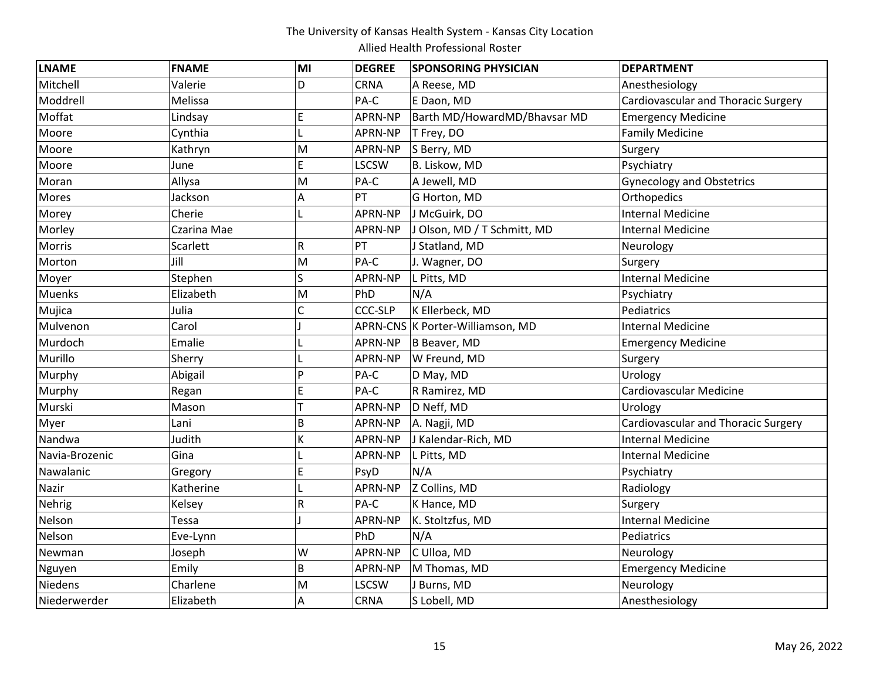| LNAME | FNAME | MI | DEGREE | SPONSORING PHYSICIAN | DEPARTMENT |
|---|---|---|---|---|---|
| Mitchell | Valerie | D | CRNA | A Reese, MD | Anesthesiology |
| Moddrell | Melissa | | PA-C | E Daon, MD | Cardiovascular and Thoracic Surgery |
| Moffat | Lindsay | E | APRN-NP | Barth MD/HowardMD/Bhavsar MD | Emergency Medicine |
| Moore | Cynthia | L | APRN-NP | T Frey, DO | Family Medicine |
| Moore | Kathryn | M | APRN-NP | S Berry, MD | Surgery |
| Moore | June | E | LSCSW | B. Liskow, MD | Psychiatry |
| Moran | Allysa | M | PA-C | A Jewell, MD | Gynecology and Obstetrics |
| Mores | Jackson | A | PT | G Horton, MD | Orthopedics |
| Morey | Cherie | L | APRN-NP | J McGuirk, DO | Internal Medicine |
| Morley | Czarina Mae | | APRN-NP | J Olson, MD / T Schmitt, MD | Internal Medicine |
| Morris | Scarlett | R | PT | J Statland, MD | Neurology |
| Morton | Jill | M | PA-C | J. Wagner, DO | Surgery |
| Moyer | Stephen | S | APRN-NP | L Pitts, MD | Internal Medicine |
| Muenks | Elizabeth | M | PhD | N/A | Psychiatry |
| Mujica | Julia | C | CCC-SLP | K Ellerbeck, MD | Pediatrics |
| Mulvenon | Carol | J | APRN-CNS | K Porter-Williamson, MD | Internal Medicine |
| Murdoch | Emalie | L | APRN-NP | B Beaver, MD | Emergency Medicine |
| Murillo | Sherry | L | APRN-NP | W Freund, MD | Surgery |
| Murphy | Abigail | P | PA-C | D May, MD | Urology |
| Murphy | Regan | E | PA-C | R Ramirez, MD | Cardiovascular Medicine |
| Murski | Mason | T | APRN-NP | D Neff, MD | Urology |
| Myer | Lani | B | APRN-NP | A. Nagji, MD | Cardiovascular and Thoracic Surgery |
| Nandwa | Judith | K | APRN-NP | J Kalendar-Rich, MD | Internal Medicine |
| Navia-Brozenic | Gina | L | APRN-NP | L Pitts, MD | Internal Medicine |
| Nawalanic | Gregory | E | PsyD | N/A | Psychiatry |
| Nazir | Katherine | L | APRN-NP | Z Collins, MD | Radiology |
| Nehrig | Kelsey | R | PA-C | K Hance, MD | Surgery |
| Nelson | Tessa | J | APRN-NP | K. Stoltzfus, MD | Internal Medicine |
| Nelson | Eve-Lynn | | PhD | N/A | Pediatrics |
| Newman | Joseph | W | APRN-NP | C Ulloa, MD | Neurology |
| Nguyen | Emily | B | APRN-NP | M Thomas, MD | Emergency Medicine |
| Niedens | Charlene | M | LSCSW | J Burns, MD | Neurology |
| Niederwerder | Elizabeth | A | CRNA | S Lobell, MD | Anesthesiology |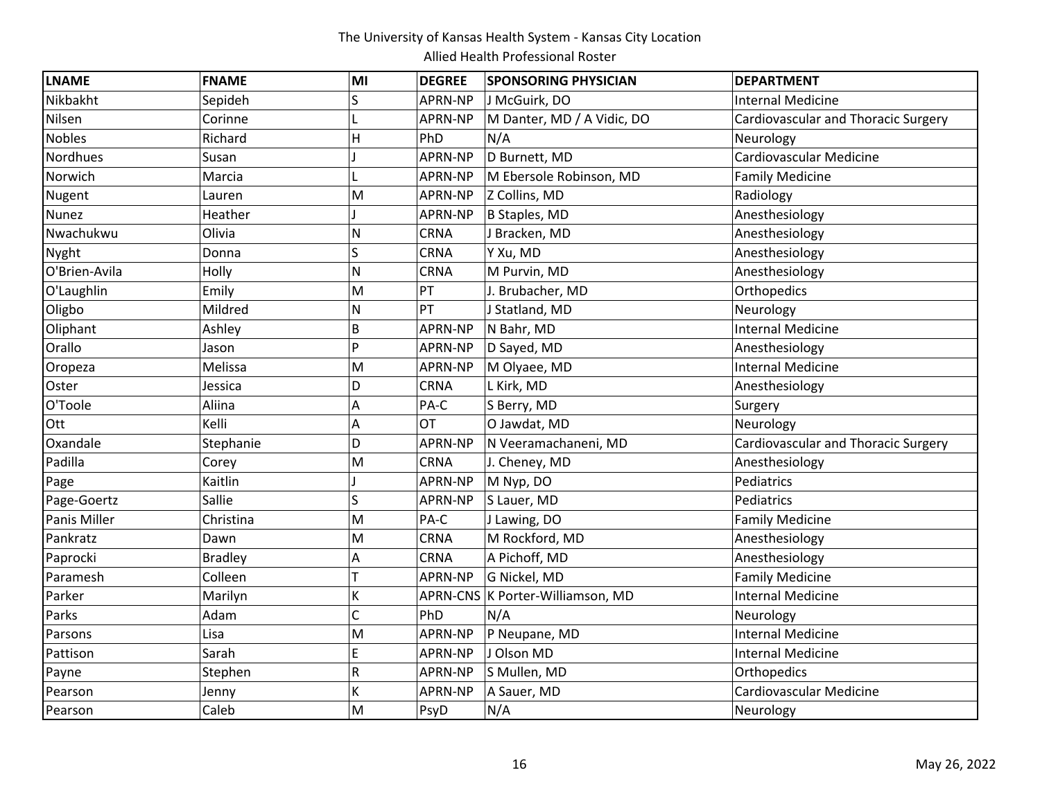The University of Kansas Health System - Kansas City Location

Allied Health Professional Roster

| LNAME | FNAME | MI | DEGREE | SPONSORING PHYSICIAN | DEPARTMENT |
|---|---|---|---|---|---|
| Nikbakht | Sepideh | S | APRN-NP | J McGuirk, DO | Internal Medicine |
| Nilsen | Corinne | L | APRN-NP | M Danter, MD / A Vidic, DO | Cardiovascular and Thoracic Surgery |
| Nobles | Richard | H | PhD | N/A | Neurology |
| Nordhues | Susan | J | APRN-NP | D Burnett, MD | Cardiovascular Medicine |
| Norwich | Marcia | L | APRN-NP | M Ebersole Robinson, MD | Family Medicine |
| Nugent | Lauren | M | APRN-NP | Z Collins, MD | Radiology |
| Nunez | Heather | J | APRN-NP | B Staples, MD | Anesthesiology |
| Nwachukwu | Olivia | N | CRNA | J Bracken, MD | Anesthesiology |
| Nyght | Donna | S | CRNA | Y Xu, MD | Anesthesiology |
| O'Brien-Avila | Holly | N | CRNA | M Purvin, MD | Anesthesiology |
| O'Laughlin | Emily | M | PT | J. Brubacher, MD | Orthopedics |
| Oligbo | Mildred | N | PT | J Statland, MD | Neurology |
| Oliphant | Ashley | B | APRN-NP | N Bahr, MD | Internal Medicine |
| Orallo | Jason | P | APRN-NP | D Sayed, MD | Anesthesiology |
| Oropeza | Melissa | M | APRN-NP | M Olyaee, MD | Internal Medicine |
| Oster | Jessica | D | CRNA | L Kirk, MD | Anesthesiology |
| O'Toole | Aliina | A | PA-C | S Berry, MD | Surgery |
| Ott | Kelli | A | OT | O Jawdat, MD | Neurology |
| Oxandale | Stephanie | D | APRN-NP | N Veeramachaneni, MD | Cardiovascular and Thoracic Surgery |
| Padilla | Corey | M | CRNA | J. Cheney, MD | Anesthesiology |
| Page | Kaitlin | J | APRN-NP | M Nyp, DO | Pediatrics |
| Page-Goertz | Sallie | S | APRN-NP | S Lauer, MD | Pediatrics |
| Panis Miller | Christina | M | PA-C | J Lawing, DO | Family Medicine |
| Pankratz | Dawn | M | CRNA | M Rockford, MD | Anesthesiology |
| Paprocki | Bradley | A | CRNA | A Pichoff, MD | Anesthesiology |
| Paramesh | Colleen | T | APRN-NP | G Nickel, MD | Family Medicine |
| Parker | Marilyn | K | APRN-CNS | K Porter-Williamson, MD | Internal Medicine |
| Parks | Adam | C | PhD | N/A | Neurology |
| Parsons | Lisa | M | APRN-NP | P Neupane, MD | Internal Medicine |
| Pattison | Sarah | E | APRN-NP | J Olson MD | Internal Medicine |
| Payne | Stephen | R | APRN-NP | S Mullen, MD | Orthopedics |
| Pearson | Jenny | K | APRN-NP | A Sauer, MD | Cardiovascular Medicine |
| Pearson | Caleb | M | PsyD | N/A | Neurology |

May 26, 2022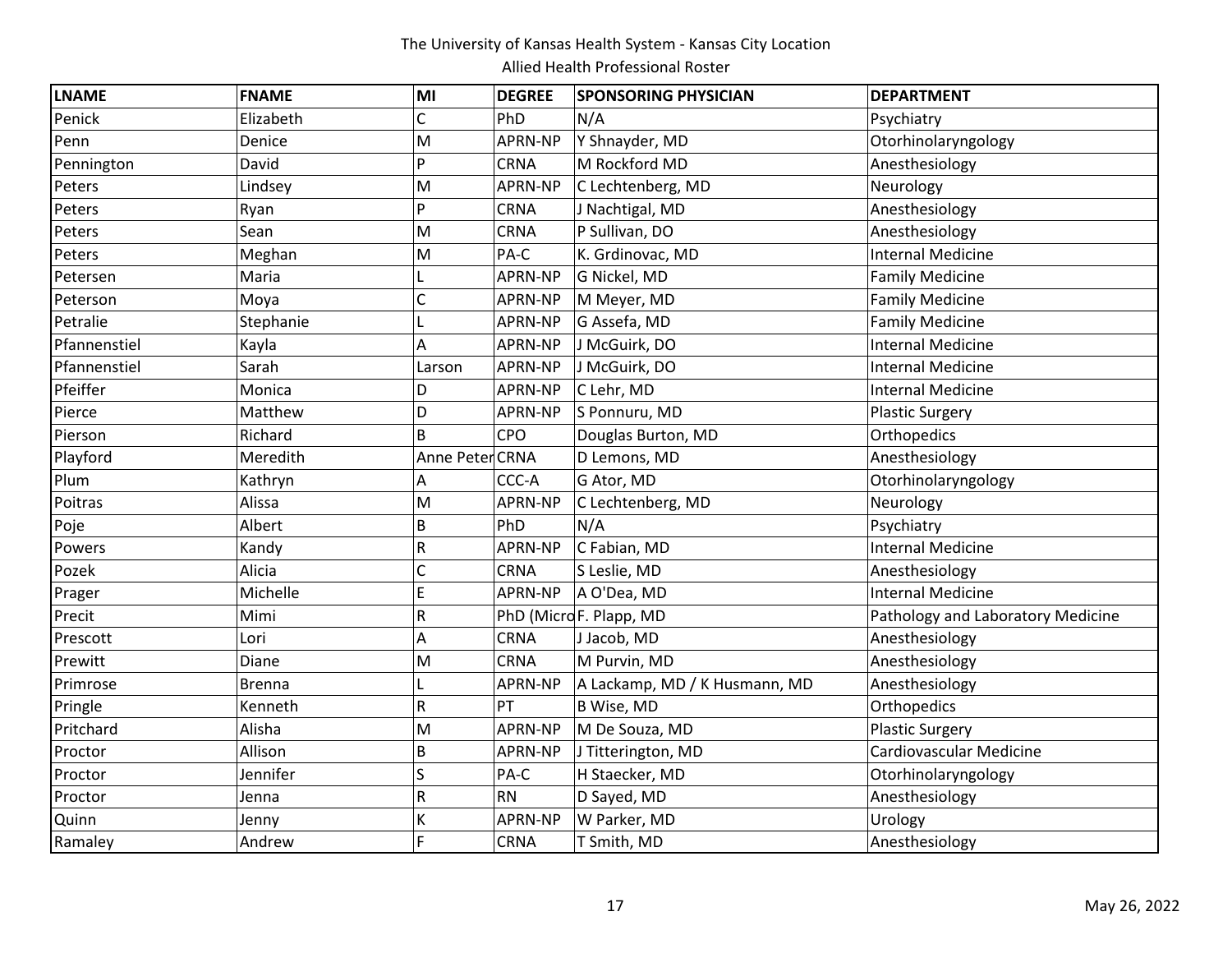The University of Kansas Health System - Kansas City Location

Allied Health Professional Roster

| LNAME | FNAME | MI | DEGREE | SPONSORING PHYSICIAN | DEPARTMENT |
|---|---|---|---|---|---|
| Penick | Elizabeth | C | PhD | N/A | Psychiatry |
| Penn | Denice | M | APRN-NP | Y Shnayder, MD | Otorhinolaryngology |
| Pennington | David | P | CRNA | M Rockford MD | Anesthesiology |
| Peters | Lindsey | M | APRN-NP | C Lechtenberg, MD | Neurology |
| Peters | Ryan | P | CRNA | J Nachtigal, MD | Anesthesiology |
| Peters | Sean | M | CRNA | P Sullivan, DO | Anesthesiology |
| Peters | Meghan | M | PA-C | K. Grdinovac, MD | Internal Medicine |
| Petersen | Maria | L | APRN-NP | G Nickel, MD | Family Medicine |
| Peterson | Moya | C | APRN-NP | M Meyer, MD | Family Medicine |
| Petralie | Stephanie | L | APRN-NP | G Assefa, MD | Family Medicine |
| Pfannenstiel | Kayla | A | APRN-NP | J McGuirk, DO | Internal Medicine |
| Pfannenstiel | Sarah | Larson | APRN-NP | J McGuirk, DO | Internal Medicine |
| Pfeiffer | Monica | D | APRN-NP | C Lehr, MD | Internal Medicine |
| Pierce | Matthew | D | APRN-NP | S Ponnuru, MD | Plastic Surgery |
| Pierson | Richard | B | CPO | Douglas Burton, MD | Orthopedics |
| Playford | Meredith | Anne Peter | CRNA | D Lemons, MD | Anesthesiology |
| Plum | Kathryn | A | CCC-A | G Ator, MD | Otorhinolaryngology |
| Poitras | Alissa | M | APRN-NP | C Lechtenberg, MD | Neurology |
| Poje | Albert | B | PhD | N/A | Psychiatry |
| Powers | Kandy | R | APRN-NP | C Fabian, MD | Internal Medicine |
| Pozek | Alicia | C | CRNA | S Leslie, MD | Anesthesiology |
| Prager | Michelle | E | APRN-NP | A O'Dea, MD | Internal Medicine |
| Precit | Mimi | R | PhD (Micro | F. Plapp, MD | Pathology and Laboratory Medicine |
| Prescott | Lori | A | CRNA | J Jacob, MD | Anesthesiology |
| Prewitt | Diane | M | CRNA | M Purvin, MD | Anesthesiology |
| Primrose | Brenna | L | APRN-NP | A Lackamp, MD / K Husmann, MD | Anesthesiology |
| Pringle | Kenneth | R | PT | B Wise, MD | Orthopedics |
| Pritchard | Alisha | M | APRN-NP | M De Souza, MD | Plastic Surgery |
| Proctor | Allison | B | APRN-NP | J Titterington, MD | Cardiovascular Medicine |
| Proctor | Jennifer | S | PA-C | H Staecker, MD | Otorhinolaryngology |
| Proctor | Jenna | R | RN | D Sayed, MD | Anesthesiology |
| Quinn | Jenny | K | APRN-NP | W Parker, MD | Urology |
| Ramaley | Andrew | F | CRNA | T Smith, MD | Anesthesiology |

May 26, 2022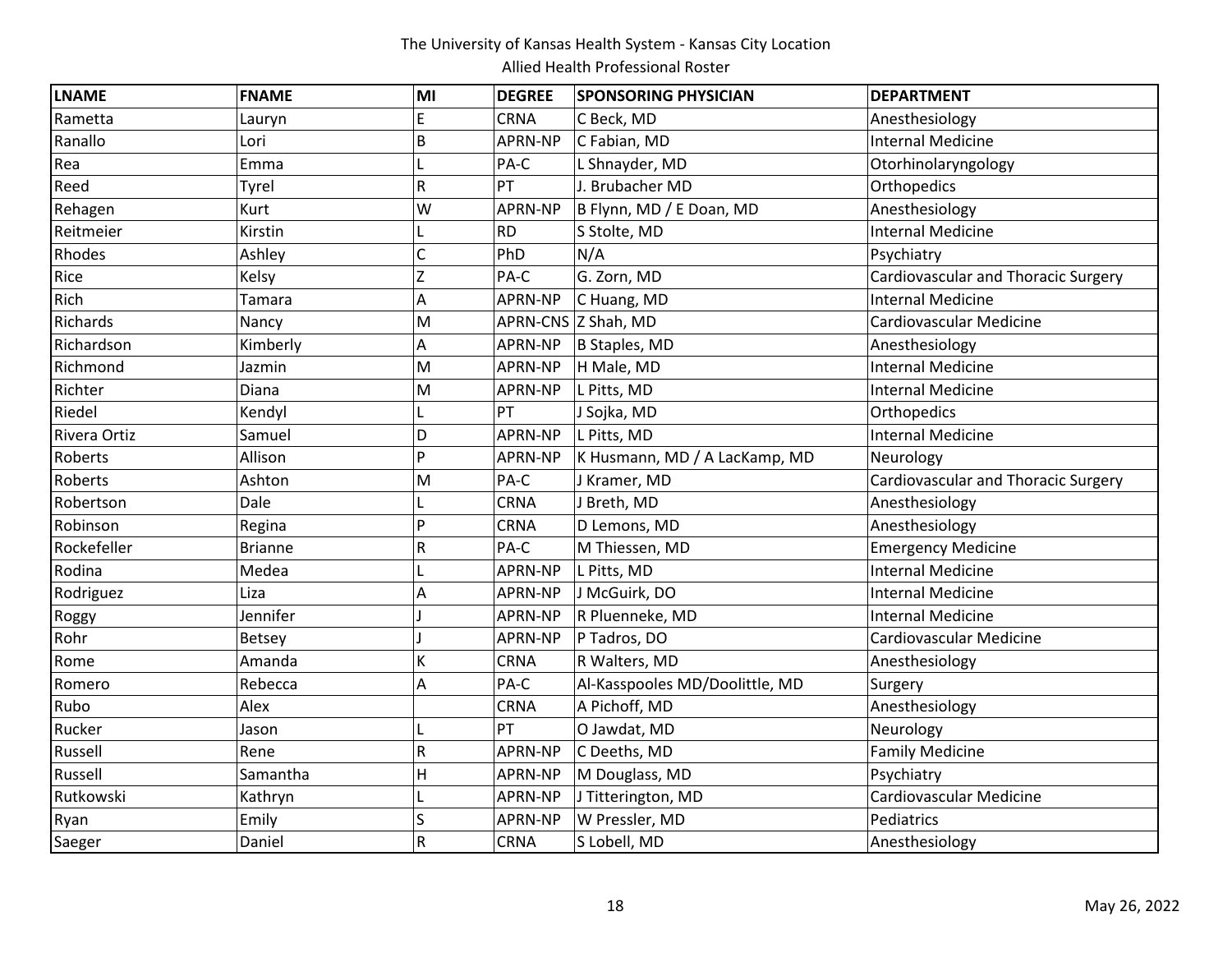The University of Kansas Health System - Kansas City Location

Allied Health Professional Roster

| LNAME | FNAME | MI | DEGREE | SPONSORING PHYSICIAN | DEPARTMENT |
|---|---|---|---|---|---|
| Rametta | Lauryn | E | CRNA | C Beck, MD | Anesthesiology |
| Ranallo | Lori | B | APRN-NP | C Fabian, MD | Internal Medicine |
| Rea | Emma | L | PA-C | L Shnayder, MD | Otorhinolaryngology |
| Reed | Tyrel | R | PT | J. Brubacher MD | Orthopedics |
| Rehagen | Kurt | W | APRN-NP | B Flynn, MD / E Doan, MD | Anesthesiology |
| Reitmeier | Kirstin | L | RD | S Stolte, MD | Internal Medicine |
| Rhodes | Ashley | C | PhD | N/A | Psychiatry |
| Rice | Kelsy | Z | PA-C | G. Zorn, MD | Cardiovascular and Thoracic Surgery |
| Rich | Tamara | A | APRN-NP | C Huang, MD | Internal Medicine |
| Richards | Nancy | M | APRN-CNS | Z Shah, MD | Cardiovascular Medicine |
| Richardson | Kimberly | A | APRN-NP | B Staples, MD | Anesthesiology |
| Richmond | Jazmin | M | APRN-NP | H Male, MD | Internal Medicine |
| Richter | Diana | M | APRN-NP | L Pitts, MD | Internal Medicine |
| Riedel | Kendyl | L | PT | J Sojka, MD | Orthopedics |
| Rivera Ortiz | Samuel | D | APRN-NP | L Pitts, MD | Internal Medicine |
| Roberts | Allison | P | APRN-NP | K Husmann, MD / A LacKamp, MD | Neurology |
| Roberts | Ashton | M | PA-C | J Kramer, MD | Cardiovascular and Thoracic Surgery |
| Robertson | Dale | L | CRNA | J Breth, MD | Anesthesiology |
| Robinson | Regina | P | CRNA | D Lemons, MD | Anesthesiology |
| Rockefeller | Brianne | R | PA-C | M Thiessen, MD | Emergency Medicine |
| Rodina | Medea | L | APRN-NP | L Pitts, MD | Internal Medicine |
| Rodriguez | Liza | A | APRN-NP | J McGuirk, DO | Internal Medicine |
| Roggy | Jennifer | J | APRN-NP | R Pluenneke, MD | Internal Medicine |
| Rohr | Betsey | J | APRN-NP | P Tadros, DO | Cardiovascular Medicine |
| Rome | Amanda | K | CRNA | R Walters, MD | Anesthesiology |
| Romero | Rebecca | A | PA-C | Al-Kasspooles MD/Doolittle, MD | Surgery |
| Rubo | Alex | | CRNA | A Pichoff, MD | Anesthesiology |
| Rucker | Jason | L | PT | O Jawdat, MD | Neurology |
| Russell | Rene | R | APRN-NP | C Deeths, MD | Family Medicine |
| Russell | Samantha | H | APRN-NP | M Douglass, MD | Psychiatry |
| Rutkowski | Kathryn | L | APRN-NP | J Titterington, MD | Cardiovascular Medicine |
| Ryan | Emily | S | APRN-NP | W Pressler, MD | Pediatrics |
| Saeger | Daniel | R | CRNA | S Lobell, MD | Anesthesiology |

May 26, 2022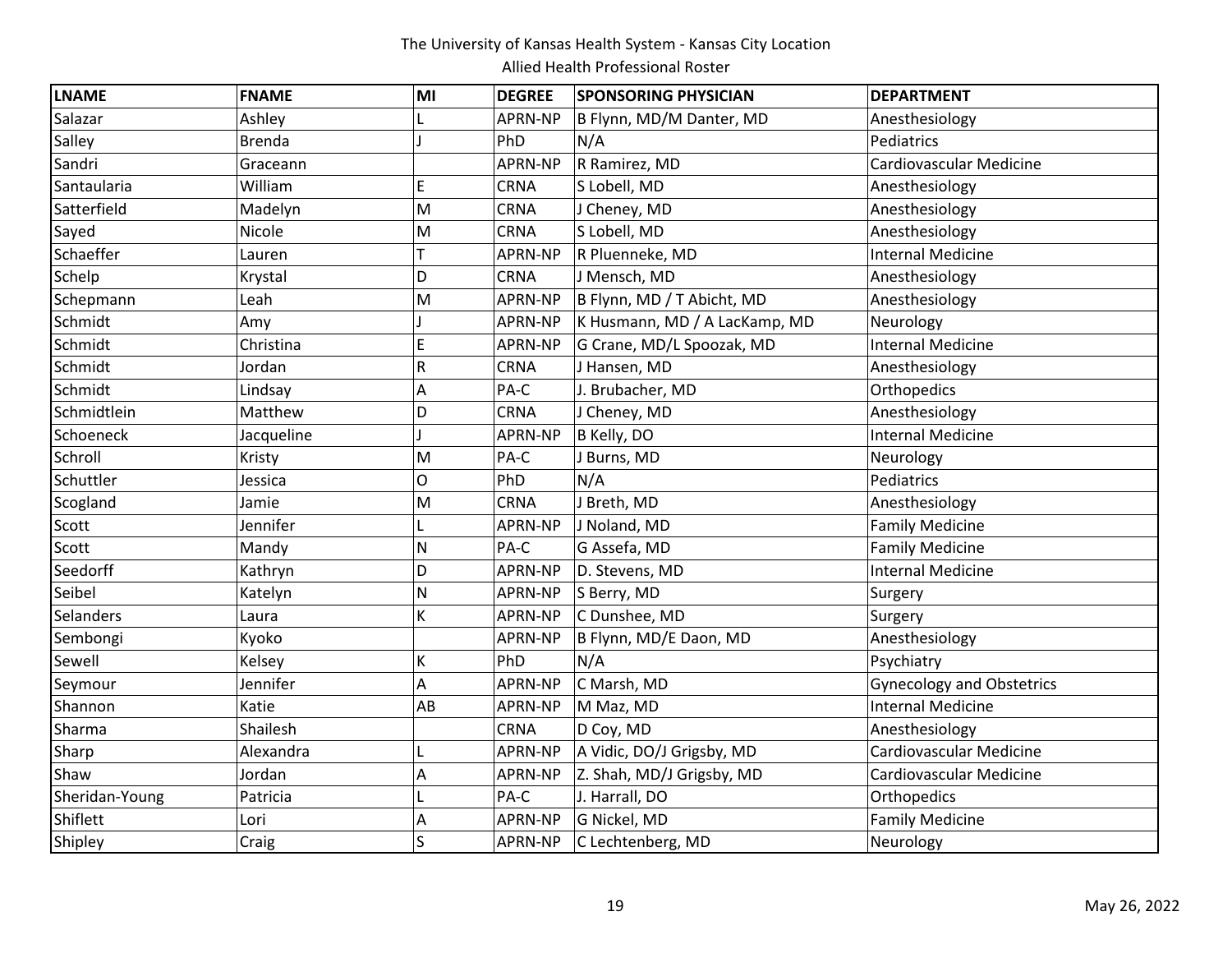The University of Kansas Health System - Kansas City Location

Allied Health Professional Roster

| LNAME | FNAME | MI | DEGREE | SPONSORING PHYSICIAN | DEPARTMENT |
|---|---|---|---|---|---|
| Salazar | Ashley | L | APRN-NP | B Flynn, MD/M Danter, MD | Anesthesiology |
| Salley | Brenda | J | PhD | N/A | Pediatrics |
| Sandri | Graceann | | APRN-NP | R Ramirez, MD | Cardiovascular Medicine |
| Santaularia | William | E | CRNA | S Lobell, MD | Anesthesiology |
| Satterfield | Madelyn | M | CRNA | J Cheney, MD | Anesthesiology |
| Sayed | Nicole | M | CRNA | S Lobell, MD | Anesthesiology |
| Schaeffer | Lauren | T | APRN-NP | R Pluenneke, MD | Internal Medicine |
| Schelp | Krystal | D | CRNA | J Mensch, MD | Anesthesiology |
| Schepmann | Leah | M | APRN-NP | B Flynn, MD / T Abicht, MD | Anesthesiology |
| Schmidt | Amy | J | APRN-NP | K Husmann, MD / A LacKamp, MD | Neurology |
| Schmidt | Christina | E | APRN-NP | G Crane, MD/L Spoozak, MD | Internal Medicine |
| Schmidt | Jordan | R | CRNA | J Hansen, MD | Anesthesiology |
| Schmidt | Lindsay | A | PA-C | J. Brubacher, MD | Orthopedics |
| Schmidtlein | Matthew | D | CRNA | J Cheney, MD | Anesthesiology |
| Schoeneck | Jacqueline | J | APRN-NP | B Kelly, DO | Internal Medicine |
| Schroll | Kristy | M | PA-C | J Burns, MD | Neurology |
| Schuttler | Jessica | O | PhD | N/A | Pediatrics |
| Scogland | Jamie | M | CRNA | J Breth, MD | Anesthesiology |
| Scott | Jennifer | L | APRN-NP | J Noland, MD | Family Medicine |
| Scott | Mandy | N | PA-C | G Assefa, MD | Family Medicine |
| Seedorff | Kathryn | D | APRN-NP | D. Stevens, MD | Internal Medicine |
| Seibel | Katelyn | N | APRN-NP | S Berry, MD | Surgery |
| Selanders | Laura | K | APRN-NP | C Dunshee, MD | Surgery |
| Sembongi | Kyoko | | APRN-NP | B Flynn, MD/E Daon, MD | Anesthesiology |
| Sewell | Kelsey | K | PhD | N/A | Psychiatry |
| Seymour | Jennifer | A | APRN-NP | C Marsh, MD | Gynecology and Obstetrics |
| Shannon | Katie | AB | APRN-NP | M Maz, MD | Internal Medicine |
| Sharma | Shailesh | | CRNA | D Coy, MD | Anesthesiology |
| Sharp | Alexandra | L | APRN-NP | A Vidic, DO/J Grigsby, MD | Cardiovascular Medicine |
| Shaw | Jordan | A | APRN-NP | Z. Shah, MD/J Grigsby, MD | Cardiovascular Medicine |
| Sheridan-Young | Patricia | L | PA-C | J. Harrall, DO | Orthopedics |
| Shiflett | Lori | A | APRN-NP | G Nickel, MD | Family Medicine |
| Shipley | Craig | S | APRN-NP | C Lechtenberg, MD | Neurology |

May 26, 2022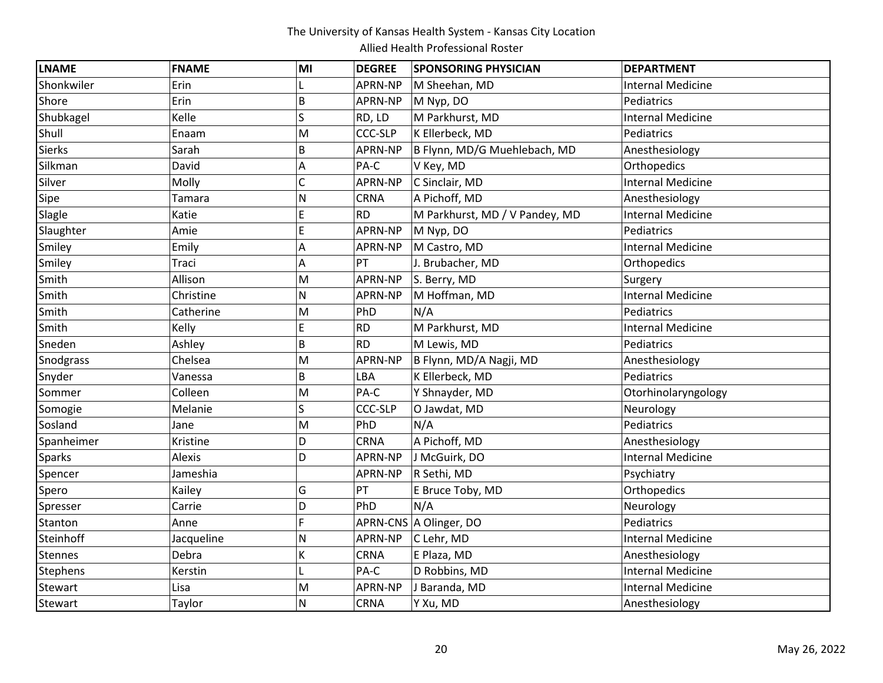The University of Kansas Health System - Kansas City Location

Allied Health Professional Roster

| LNAME | FNAME | MI | DEGREE | SPONSORING PHYSICIAN | DEPARTMENT |
|---|---|---|---|---|---|
| Shonkwiler | Erin | L | APRN-NP | M Sheehan, MD | Internal Medicine |
| Shore | Erin | B | APRN-NP | M Nyp, DO | Pediatrics |
| Shubkagel | Kelle | S | RD, LD | M Parkhurst, MD | Internal Medicine |
| Shull | Enaam | M | CCC-SLP | K Ellerbeck, MD | Pediatrics |
| Sierks | Sarah | B | APRN-NP | B Flynn, MD/G Muehlebach, MD | Anesthesiology |
| Silkman | David | A | PA-C | V Key, MD | Orthopedics |
| Silver | Molly | C | APRN-NP | C Sinclair, MD | Internal Medicine |
| Sipe | Tamara | N | CRNA | A Pichoff, MD | Anesthesiology |
| Slagle | Katie | E | RD | M Parkhurst, MD / V Pandey, MD | Internal Medicine |
| Slaughter | Amie | E | APRN-NP | M Nyp, DO | Pediatrics |
| Smiley | Emily | A | APRN-NP | M Castro, MD | Internal Medicine |
| Smiley | Traci | A | PT | J. Brubacher, MD | Orthopedics |
| Smith | Allison | M | APRN-NP | S. Berry, MD | Surgery |
| Smith | Christine | N | APRN-NP | M Hoffman, MD | Internal Medicine |
| Smith | Catherine | M | PhD | N/A | Pediatrics |
| Smith | Kelly | E | RD | M Parkhurst, MD | Internal Medicine |
| Sneden | Ashley | B | RD | M Lewis, MD | Pediatrics |
| Snodgrass | Chelsea | M | APRN-NP | B Flynn, MD/A Nagji, MD | Anesthesiology |
| Snyder | Vanessa | B | LBA | K Ellerbeck, MD | Pediatrics |
| Sommer | Colleen | M | PA-C | Y Shnayder, MD | Otorhinolaryngology |
| Somogie | Melanie | S | CCC-SLP | O Jawdat, MD | Neurology |
| Sosland | Jane | M | PhD | N/A | Pediatrics |
| Spanheimer | Kristine | D | CRNA | A Pichoff, MD | Anesthesiology |
| Sparks | Alexis | D | APRN-NP | J McGuirk, DO | Internal Medicine |
| Spencer | Jameshia | | APRN-NP | R Sethi, MD | Psychiatry |
| Spero | Kailey | G | PT | E Bruce Toby, MD | Orthopedics |
| Spresser | Carrie | D | PhD | N/A | Neurology |
| Stanton | Anne | F | APRN-CNS | A Olinger, DO | Pediatrics |
| Steinhoff | Jacqueline | N | APRN-NP | C Lehr, MD | Internal Medicine |
| Stennes | Debra | K | CRNA | E Plaza, MD | Anesthesiology |
| Stephens | Kerstin | L | PA-C | D Robbins, MD | Internal Medicine |
| Stewart | Lisa | M | APRN-NP | J Baranda, MD | Internal Medicine |
| Stewart | Taylor | N | CRNA | Y Xu, MD | Anesthesiology |

May 26, 2022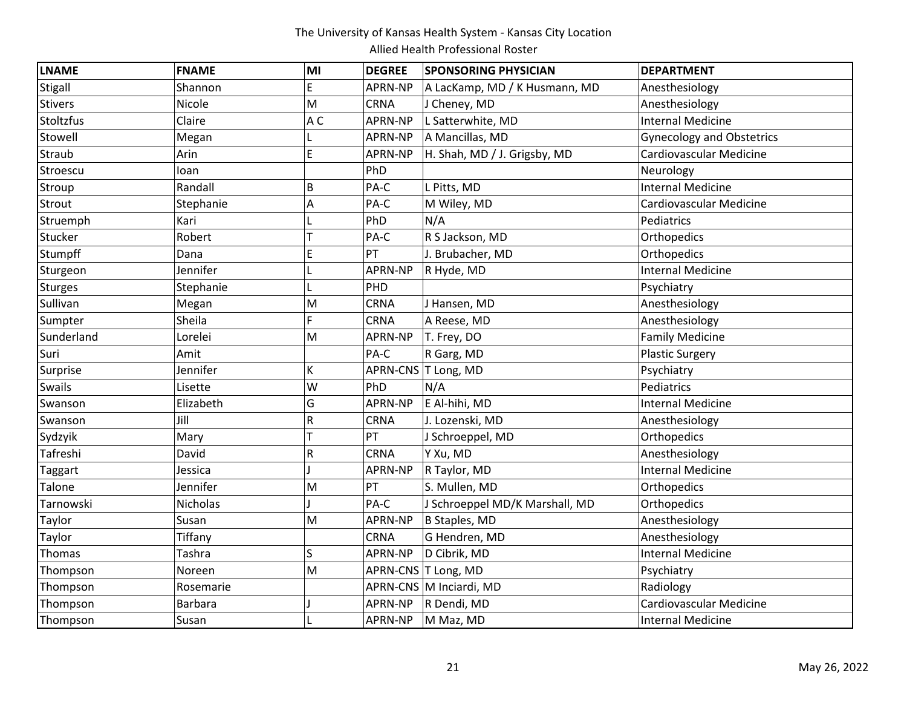The University of Kansas Health System - Kansas City Location

Allied Health Professional Roster

| LNAME | FNAME | MI | DEGREE | SPONSORING PHYSICIAN | DEPARTMENT |
|---|---|---|---|---|---|
| Stigall | Shannon | E | APRN-NP | A LacKamp, MD / K Husmann, MD | Anesthesiology |
| Stivers | Nicole | M | CRNA | J Cheney, MD | Anesthesiology |
| Stoltzfus | Claire | A C | APRN-NP | L Satterwhite, MD | Internal Medicine |
| Stowell | Megan | L | APRN-NP | A Mancillas, MD | Gynecology and Obstetrics |
| Straub | Arin | E | APRN-NP | H. Shah, MD / J. Grigsby, MD | Cardiovascular Medicine |
| Stroescu | Ioan | | PhD | | Neurology |
| Stroup | Randall | B | PA-C | L Pitts, MD | Internal Medicine |
| Strout | Stephanie | A | PA-C | M Wiley, MD | Cardiovascular Medicine |
| Struemph | Kari | L | PhD | N/A | Pediatrics |
| Stucker | Robert | T | PA-C | R S Jackson, MD | Orthopedics |
| Stumpff | Dana | E | PT | J. Brubacher, MD | Orthopedics |
| Sturgeon | Jennifer | L | APRN-NP | R Hyde, MD | Internal Medicine |
| Sturges | Stephanie | L | PHD | | Psychiatry |
| Sullivan | Megan | M | CRNA | J Hansen, MD | Anesthesiology |
| Sumpter | Sheila | F | CRNA | A Reese, MD | Anesthesiology |
| Sunderland | Lorelei | M | APRN-NP | T. Frey, DO | Family Medicine |
| Suri | Amit | | PA-C | R Garg, MD | Plastic Surgery |
| Surprise | Jennifer | K | APRN-CNS | T Long, MD | Psychiatry |
| Swails | Lisette | W | PhD | N/A | Pediatrics |
| Swanson | Elizabeth | G | APRN-NP | E Al-hihi, MD | Internal Medicine |
| Swanson | Jill | R | CRNA | J. Lozenski, MD | Anesthesiology |
| Sydzyik | Mary | T | PT | J Schroeppel, MD | Orthopedics |
| Tafreshi | David | R | CRNA | Y Xu, MD | Anesthesiology |
| Taggart | Jessica | J | APRN-NP | R Taylor, MD | Internal Medicine |
| Talone | Jennifer | M | PT | S. Mullen, MD | Orthopedics |
| Tarnowski | Nicholas | J | PA-C | J Schroeppel MD/K Marshall, MD | Orthopedics |
| Taylor | Susan | M | APRN-NP | B Staples, MD | Anesthesiology |
| Taylor | Tiffany | | CRNA | G Hendren, MD | Anesthesiology |
| Thomas | Tashra | S | APRN-NP | D Cibrik, MD | Internal Medicine |
| Thompson | Noreen | M | APRN-CNS | T Long, MD | Psychiatry |
| Thompson | Rosemarie | | APRN-CNS | M Inciardi, MD | Radiology |
| Thompson | Barbara | J | APRN-NP | R Dendi, MD | Cardiovascular Medicine |
| Thompson | Susan | L | APRN-NP | M Maz, MD | Internal Medicine |

May 26, 2022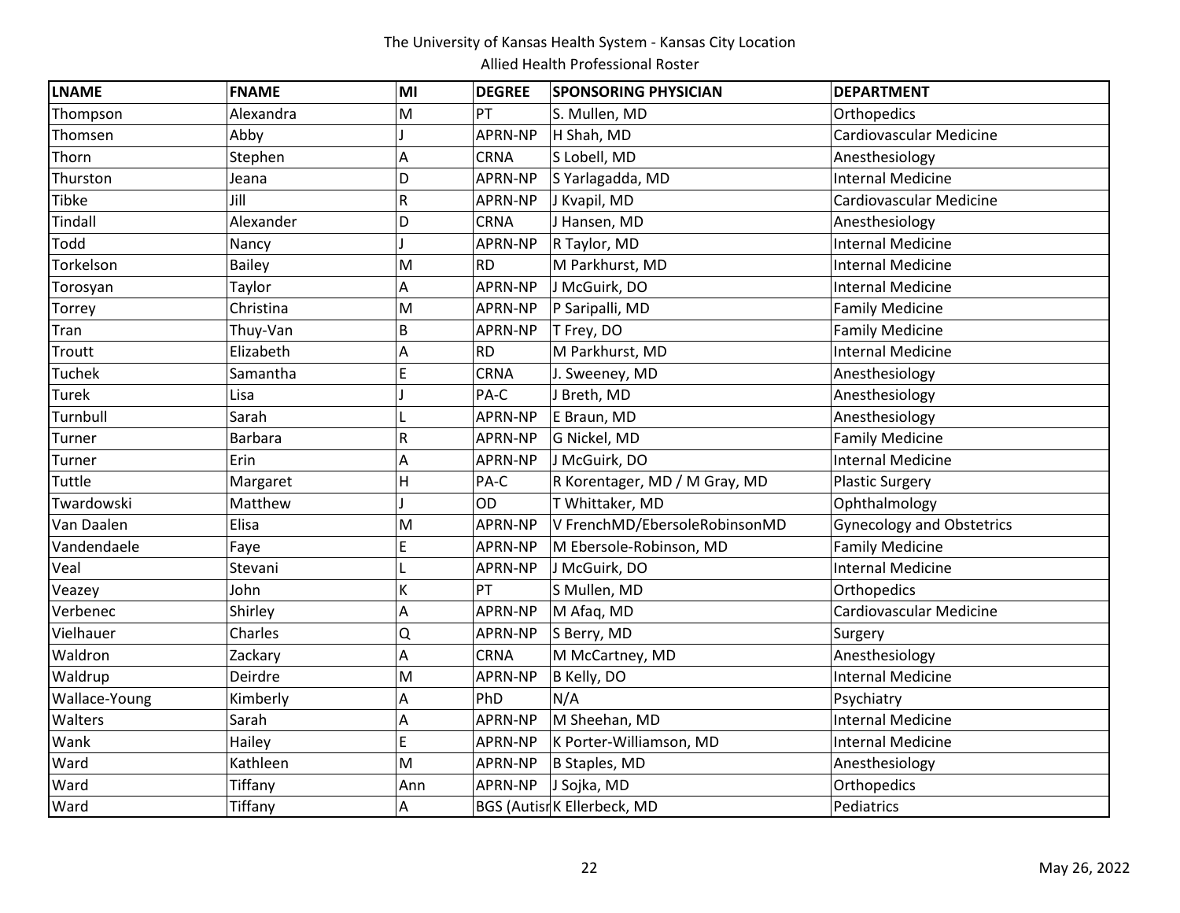The University of Kansas Health System - Kansas City Location

Allied Health Professional Roster

| LNAME | FNAME | MI | DEGREE | SPONSORING PHYSICIAN | DEPARTMENT |
|---|---|---|---|---|---|
| Thompson | Alexandra | M | PT | S. Mullen, MD | Orthopedics |
| Thomsen | Abby | J | APRN-NP | H Shah, MD | Cardiovascular Medicine |
| Thorn | Stephen | A | CRNA | S Lobell, MD | Anesthesiology |
| Thurston | Jeana | D | APRN-NP | S Yarlagadda, MD | Internal Medicine |
| Tibke | Jill | R | APRN-NP | J Kvapil, MD | Cardiovascular Medicine |
| Tindall | Alexander | D | CRNA | J Hansen, MD | Anesthesiology |
| Todd | Nancy | J | APRN-NP | R Taylor, MD | Internal Medicine |
| Torkelson | Bailey | M | RD | M Parkhurst, MD | Internal Medicine |
| Torosyan | Taylor | A | APRN-NP | J McGuirk, DO | Internal Medicine |
| Torrey | Christina | M | APRN-NP | P Saripalli, MD | Family Medicine |
| Tran | Thuy-Van | B | APRN-NP | T Frey, DO | Family Medicine |
| Troutt | Elizabeth | A | RD | M Parkhurst, MD | Internal Medicine |
| Tuchek | Samantha | E | CRNA | J. Sweeney, MD | Anesthesiology |
| Turek | Lisa | J | PA-C | J Breth, MD | Anesthesiology |
| Turnbull | Sarah | L | APRN-NP | E Braun, MD | Anesthesiology |
| Turner | Barbara | R | APRN-NP | G Nickel, MD | Family Medicine |
| Turner | Erin | A | APRN-NP | J McGuirk, DO | Internal Medicine |
| Tuttle | Margaret | H | PA-C | R Korentager, MD / M Gray, MD | Plastic Surgery |
| Twardowski | Matthew | J | OD | T Whittaker, MD | Ophthalmology |
| Van Daalen | Elisa | M | APRN-NP | V FrenchMD/EbersoleRobinsonMD | Gynecology and Obstetrics |
| Vandendaele | Faye | E | APRN-NP | M Ebersole-Robinson, MD | Family Medicine |
| Veal | Stevani | L | APRN-NP | J McGuirk, DO | Internal Medicine |
| Veazey | John | K | PT | S Mullen, MD | Orthopedics |
| Verbenec | Shirley | A | APRN-NP | M Afaq, MD | Cardiovascular Medicine |
| Vielhauer | Charles | Q | APRN-NP | S Berry, MD | Surgery |
| Waldron | Zackary | A | CRNA | M McCartney, MD | Anesthesiology |
| Waldrup | Deirdre | M | APRN-NP | B Kelly, DO | Internal Medicine |
| Wallace-Young | Kimberly | A | PhD | N/A | Psychiatry |
| Walters | Sarah | A | APRN-NP | M Sheehan, MD | Internal Medicine |
| Wank | Hailey | E | APRN-NP | K Porter-Williamson, MD | Internal Medicine |
| Ward | Kathleen | M | APRN-NP | B Staples, MD | Anesthesiology |
| Ward | Tiffany | Ann | APRN-NP | J Sojka, MD | Orthopedics |
| Ward | Tiffany | A | BGS (Autisr | K Ellerbeck, MD | Pediatrics |

May 26, 2022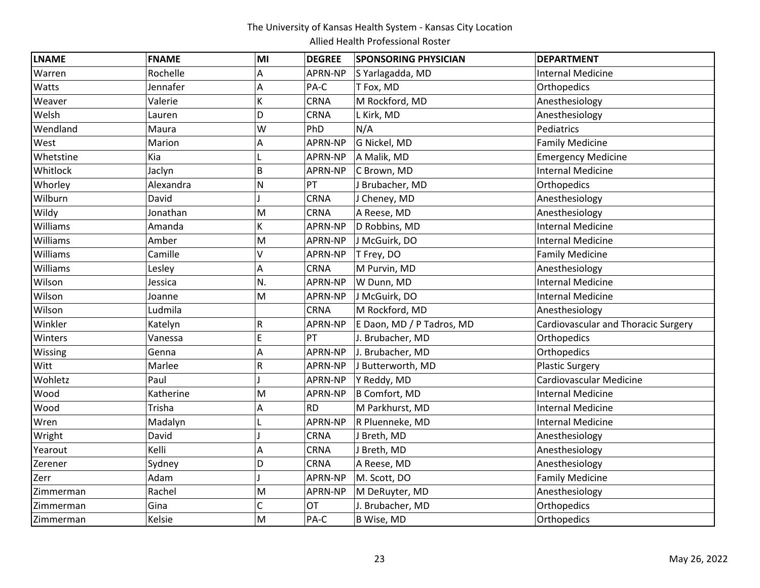The University of Kansas Health System - Kansas City Location

Allied Health Professional Roster

| LNAME | FNAME | MI | DEGREE | SPONSORING PHYSICIAN | DEPARTMENT |
|---|---|---|---|---|---|
| Warren | Rochelle | A | APRN-NP | S Yarlagadda, MD | Internal Medicine |
| Watts | Jennafer | A | PA-C | T Fox, MD | Orthopedics |
| Weaver | Valerie | K | CRNA | M Rockford, MD | Anesthesiology |
| Welsh | Lauren | D | CRNA | L Kirk, MD | Anesthesiology |
| Wendland | Maura | W | PhD | N/A | Pediatrics |
| West | Marion | A | APRN-NP | G Nickel, MD | Family Medicine |
| Whetstine | Kia | L | APRN-NP | A Malik, MD | Emergency Medicine |
| Whitlock | Jaclyn | B | APRN-NP | C Brown, MD | Internal Medicine |
| Whorley | Alexandra | N | PT | J Brubacher, MD | Orthopedics |
| Wilburn | David | J | CRNA | J Cheney, MD | Anesthesiology |
| Wildy | Jonathan | M | CRNA | A Reese, MD | Anesthesiology |
| Williams | Amanda | K | APRN-NP | D Robbins, MD | Internal Medicine |
| Williams | Amber | M | APRN-NP | J McGuirk, DO | Internal Medicine |
| Williams | Camille | V | APRN-NP | T Frey, DO | Family Medicine |
| Williams | Lesley | A | CRNA | M Purvin, MD | Anesthesiology |
| Wilson | Jessica | N. | APRN-NP | W Dunn, MD | Internal Medicine |
| Wilson | Joanne | M | APRN-NP | J McGuirk, DO | Internal Medicine |
| Wilson | Ludmila | | CRNA | M Rockford, MD | Anesthesiology |
| Winkler | Katelyn | R | APRN-NP | E Daon, MD / P Tadros, MD | Cardiovascular and Thoracic Surgery |
| Winters | Vanessa | E | PT | J. Brubacher, MD | Orthopedics |
| Wissing | Genna | A | APRN-NP | J. Brubacher, MD | Orthopedics |
| Witt | Marlee | R | APRN-NP | J Butterworth, MD | Plastic Surgery |
| Wohletz | Paul | J | APRN-NP | Y Reddy, MD | Cardiovascular Medicine |
| Wood | Katherine | M | APRN-NP | B Comfort, MD | Internal Medicine |
| Wood | Trisha | A | RD | M Parkhurst, MD | Internal Medicine |
| Wren | Madalyn | L | APRN-NP | R Pluenneke, MD | Internal Medicine |
| Wright | David | J | CRNA | J Breth, MD | Anesthesiology |
| Yearout | Kelli | A | CRNA | J Breth, MD | Anesthesiology |
| Zerener | Sydney | D | CRNA | A Reese, MD | Anesthesiology |
| Zerr | Adam | J | APRN-NP | M. Scott, DO | Family Medicine |
| Zimmerman | Rachel | M | APRN-NP | M DeRuyter, MD | Anesthesiology |
| Zimmerman | Gina | C | OT | J. Brubacher, MD | Orthopedics |
| Zimmerman | Kelsie | M | PA-C | B Wise, MD | Orthopedics |

May 26, 2022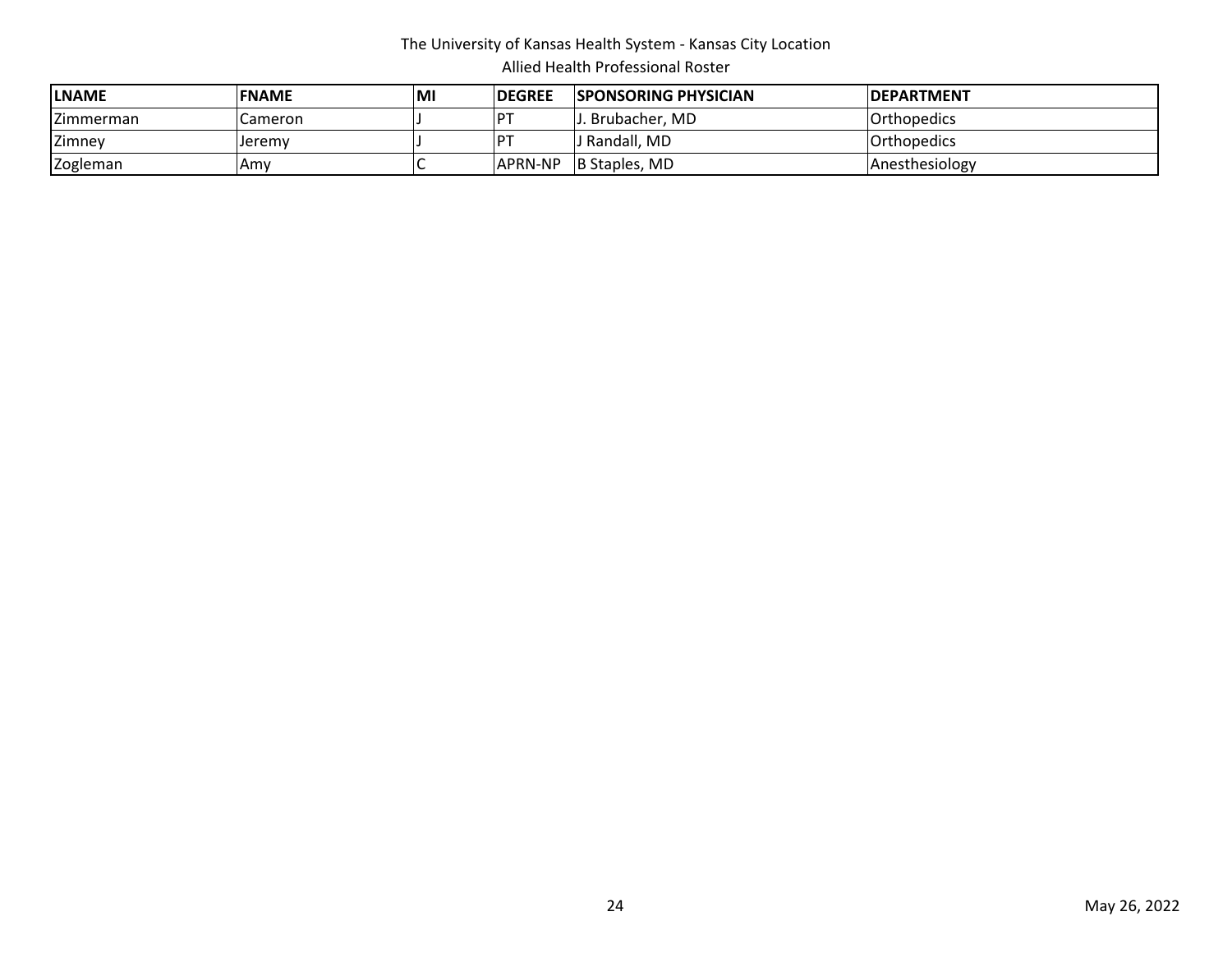The University of Kansas Health System - Kansas City Location

Allied Health Professional Roster

| LNAME | FNAME | MI | DEGREE | SPONSORING PHYSICIAN | DEPARTMENT |
|---|---|---|---|---|---|
| Zimmerman | Cameron | J | PT | J. Brubacher, MD | Orthopedics |
| Zimney | Jeremy | J | PT | J Randall, MD | Orthopedics |
| Zogleman | Amy | C | APRN-NP | B Staples, MD | Anesthesiology |

May 26, 2022